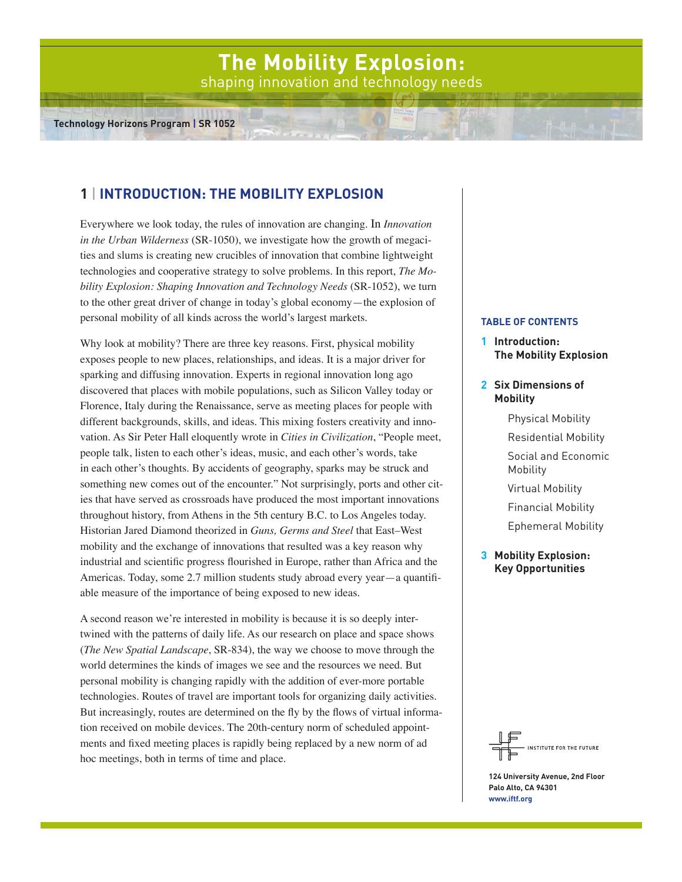# The Mobility Explosion:
shaping innovation and technology needs

**Technology Horizons Program | SR 1052**

## 1 | INTRODUCTION: THE MOBILITY EXPLOSION

Everywhere we look today, the rules of innovation are changing. In *Innovation in the Urban Wilderness* (SR-1050), we investigate how the growth of megacities and slums is creating new crucibles of innovation that combine lightweight technologies and cooperative strategy to solve problems. In this report, *The Mobility Explosion: Shaping Innovation and Technology Needs* (SR-1052), we turn to the other great driver of change in today's global economy—the explosion of personal mobility of all kinds across the world's largest markets.

Why look at mobility? There are three key reasons. First, physical mobility exposes people to new places, relationships, and ideas. It is a major driver for sparking and diffusing innovation. Experts in regional innovation long ago discovered that places with mobile populations, such as Silicon Valley today or Florence, Italy during the Renaissance, serve as meeting places for people with different backgrounds, skills, and ideas. This mixing fosters creativity and innovation. As Sir Peter Hall eloquently wrote in *Cities in Civilization*, "People meet, people talk, listen to each other's ideas, music, and each other's words, take in each other's thoughts. By accidents of geography, sparks may be struck and something new comes out of the encounter." Not surprisingly, ports and other cities that have served as crossroads have produced the most important innovations throughout history, from Athens in the 5th century B.C. to Los Angeles today. Historian Jared Diamond theorized in *Guns, Germs and Steel* that East–West mobility and the exchange of innovations that resulted was a key reason why industrial and scientific progress flourished in Europe, rather than Africa and the Americas. Today, some 2.7 million students study abroad every year—a quantifiable measure of the importance of being exposed to new ideas.

A second reason we're interested in mobility is because it is so deeply intertwined with the patterns of daily life. As our research on place and space shows (*The New Spatial Landscape*, SR-834), the way we choose to move through the world determines the kinds of images we see and the resources we need. But personal mobility is changing rapidly with the addition of ever-more portable technologies. Routes of travel are important tools for organizing daily activities. But increasingly, routes are determined on the fly by the flows of virtual information received on mobile devices. The 20th-century norm of scheduled appointments and fixed meeting places is rapidly being replaced by a new norm of ad hoc meetings, both in terms of time and place.

**TABLE OF CONTENTS**

1. **Introduction: The Mobility Explosion**
2. **Six Dimensions of Mobility**
   - Physical Mobility
   - Residential Mobility
   - Social and Economic Mobility
   - Virtual Mobility
   - Financial Mobility
   - Ephemeral Mobility
3. **Mobility Explosion: Key Opportunities**

INSTITUTE FOR THE FUTURE

**124 University Avenue, 2nd Floor**
**Palo Alto, CA 94301**
**www.iftf.org**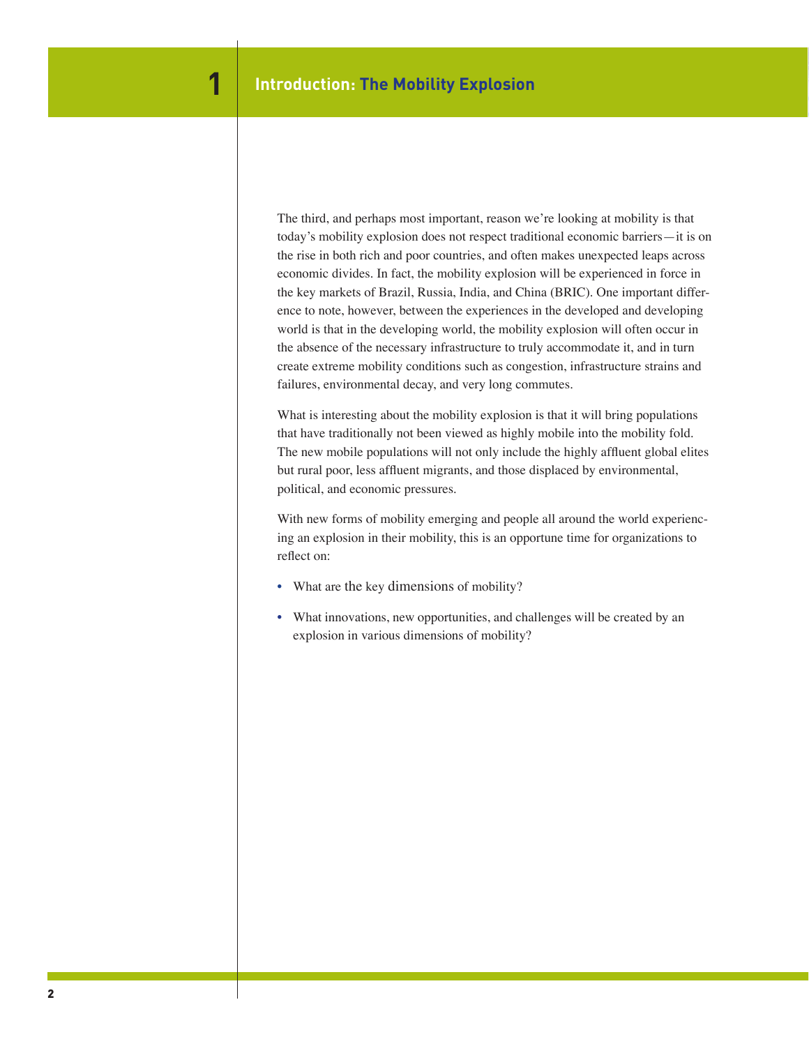# 1 Introduction: The Mobility Explosion

The third, and perhaps most important, reason we're looking at mobility is that today's mobility explosion does not respect traditional economic barriers—it is on the rise in both rich and poor countries, and often makes unexpected leaps across economic divides. In fact, the mobility explosion will be experienced in force in the key markets of Brazil, Russia, India, and China (BRIC). One important difference to note, however, between the experiences in the developed and developing world is that in the developing world, the mobility explosion will often occur in the absence of the necessary infrastructure to truly accommodate it, and in turn create extreme mobility conditions such as congestion, infrastructure strains and failures, environmental decay, and very long commutes.

What is interesting about the mobility explosion is that it will bring populations that have traditionally not been viewed as highly mobile into the mobility fold. The new mobile populations will not only include the highly affluent global elites but rural poor, less affluent migrants, and those displaced by environmental, political, and economic pressures.

With new forms of mobility emerging and people all around the world experiencing an explosion in their mobility, this is an opportune time for organizations to reflect on:

- What are the key dimensions of mobility?
- What innovations, new opportunities, and challenges will be created by an explosion in various dimensions of mobility?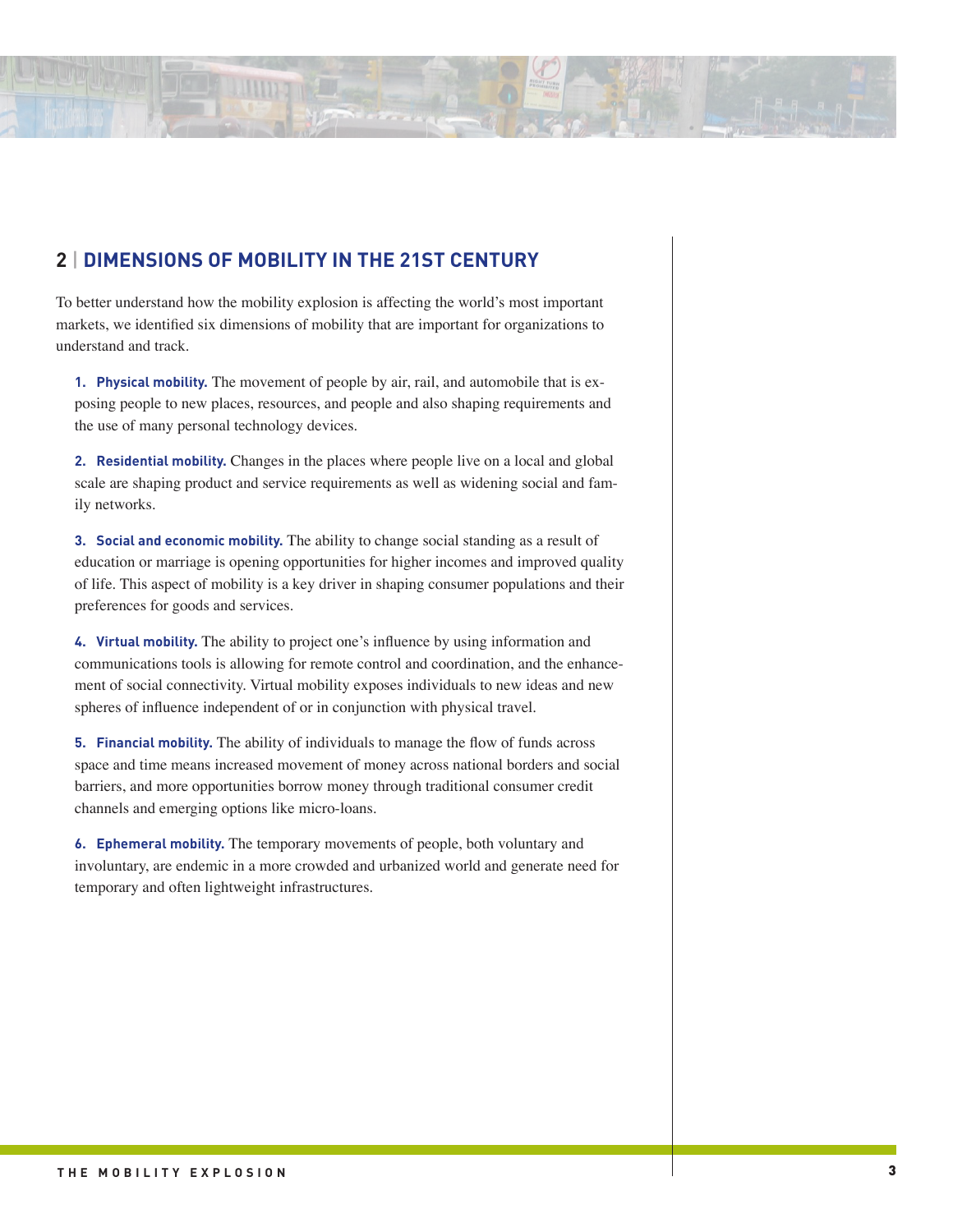## 2 | DIMENSIONS OF MOBILITY IN THE 21ST CENTURY

To better understand how the mobility explosion is affecting the world's most important markets, we identified six dimensions of mobility that are important for organizations to understand and track.

1. **Physical mobility.** The movement of people by air, rail, and automobile that is exposing people to new places, resources, and people and also shaping requirements and the use of many personal technology devices.

2. **Residential mobility.** Changes in the places where people live on a local and global scale are shaping product and service requirements as well as widening social and family networks.

3. **Social and economic mobility.** The ability to change social standing as a result of education or marriage is opening opportunities for higher incomes and improved quality of life. This aspect of mobility is a key driver in shaping consumer populations and their preferences for goods and services.

4. **Virtual mobility.** The ability to project one's influence by using information and communications tools is allowing for remote control and coordination, and the enhancement of social connectivity. Virtual mobility exposes individuals to new ideas and new spheres of influence independent of or in conjunction with physical travel.

5. **Financial mobility.** The ability of individuals to manage the flow of funds across space and time means increased movement of money across national borders and social barriers, and more opportunities borrow money through traditional consumer credit channels and emerging options like micro-loans.

6. **Ephemeral mobility.** The temporary movements of people, both voluntary and involuntary, are endemic in a more crowded and urbanized world and generate need for temporary and often lightweight infrastructures.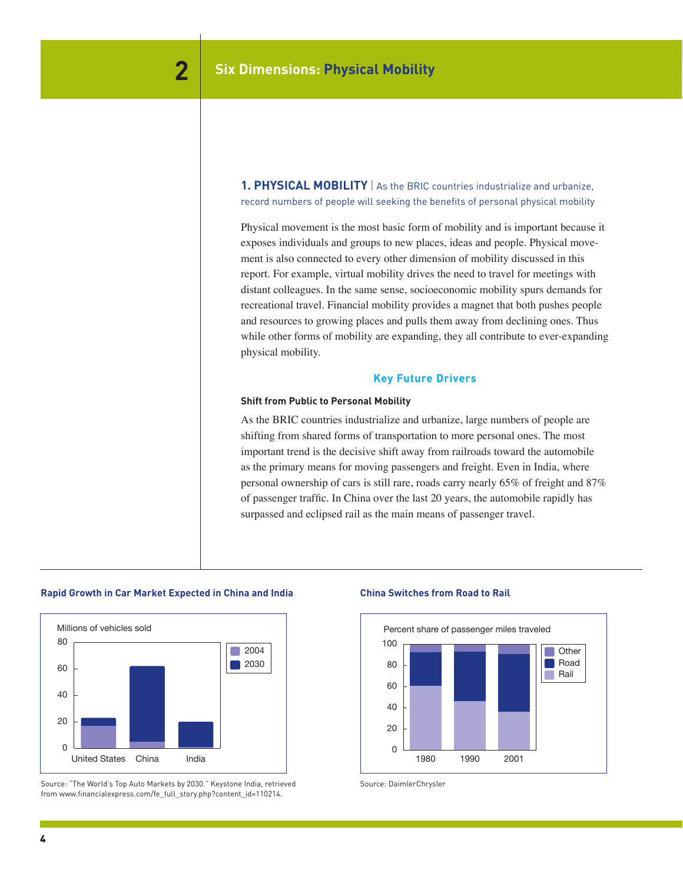# 2 Six Dimensions: Physical Mobility

## 1. PHYSICAL MOBILITY | As the BRIC countries industrialize and urbanize, record numbers of people will seeking the benefits of personal physical mobility

Physical movement is the most basic form of mobility and is important because it exposes individuals and groups to new places, ideas and people. Physical movement is also connected to every other dimension of mobility discussed in this report. For example, virtual mobility drives the need to travel for meetings with distant colleagues. In the same sense, socioeconomic mobility spurs demands for recreational travel. Financial mobility provides a magnet that both pushes people and resources to growing places and pulls them away from declining ones. Thus while other forms of mobility are expanding, they all contribute to ever-expanding physical mobility.

### Key Future Drivers

**Shift from Public to Personal Mobility**

As the BRIC countries industrialize and urbanize, large numbers of people are shifting from shared forms of transportation to more personal ones. The most important trend is the decisive shift away from railroads toward the automobile as the primary means for moving passengers and freight. Even in India, where personal ownership of cars is still rare, roads carry nearly 65% of freight and 87% of passenger traffic. In China over the last 20 years, the automobile rapidly has surpassed and eclipsed rail as the main means of passenger travel.

**Rapid Growth in Car Market Expected in China and India**

Millions of vehicles sold

Source: "The World's Top Auto Markets by 2030." Keystone India, retrieved from www.financialexpress.com/fe_full_story.php?content_id=110214.

**China Switches from Road to Rail**

Percent share of passenger miles traveled

Source: DaimlerChrysler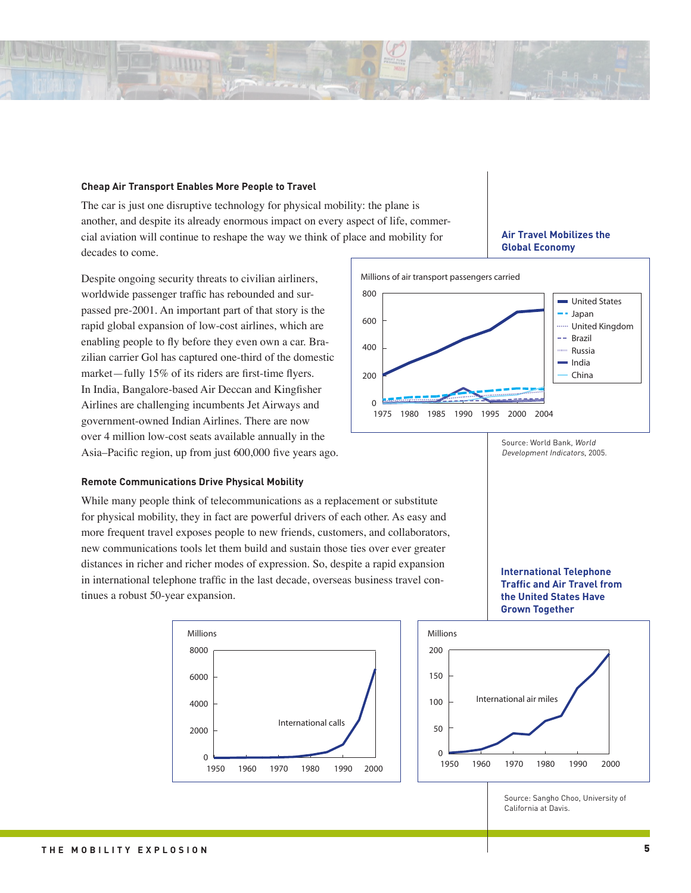### Cheap Air Transport Enables More People to Travel

The car is just one disruptive technology for physical mobility: the plane is another, and despite its already enormous impact on every aspect of life, commercial aviation will continue to reshape the way we think of place and mobility for decades to come.

Despite ongoing security threats to civilian airliners, worldwide passenger traffic has rebounded and surpassed pre-2001. An important part of that story is the rapid global expansion of low-cost airlines, which are enabling people to fly before they even own a car. Brazilian carrier Gol has captured one-third of the domestic market—fully 15% of its riders are first-time flyers. In India, Bangalore-based Air Deccan and Kingfisher Airlines are challenging incumbents Jet Airways and government-owned Indian Airlines. There are now over 4 million low-cost seats available annually in the Asia–Pacific region, up from just 600,000 five years ago.

**Air Travel Mobilizes the Global Economy**

Millions of air transport passengers carried

Legend: United States, Japan, United Kingdom, Brazil, Russia, India, China

Source: World Bank, *World Development Indicators*, 2005.

### Remote Communications Drive Physical Mobility

While many people think of telecommunications as a replacement or substitute for physical mobility, they in fact are powerful drivers of each other. As easy and more frequent travel exposes people to new friends, customers, and collaborators, new communications tools let them build and sustain those ties over ever greater distances in richer and richer modes of expression. So, despite a rapid expansion in international telephone traffic in the last decade, overseas business travel continues a robust 50-year expansion.

**International Telephone Traffic and Air Travel from the United States Have Grown Together**

Millions — International calls

Millions — International air miles

Source: Sangho Choo, University of California at Davis.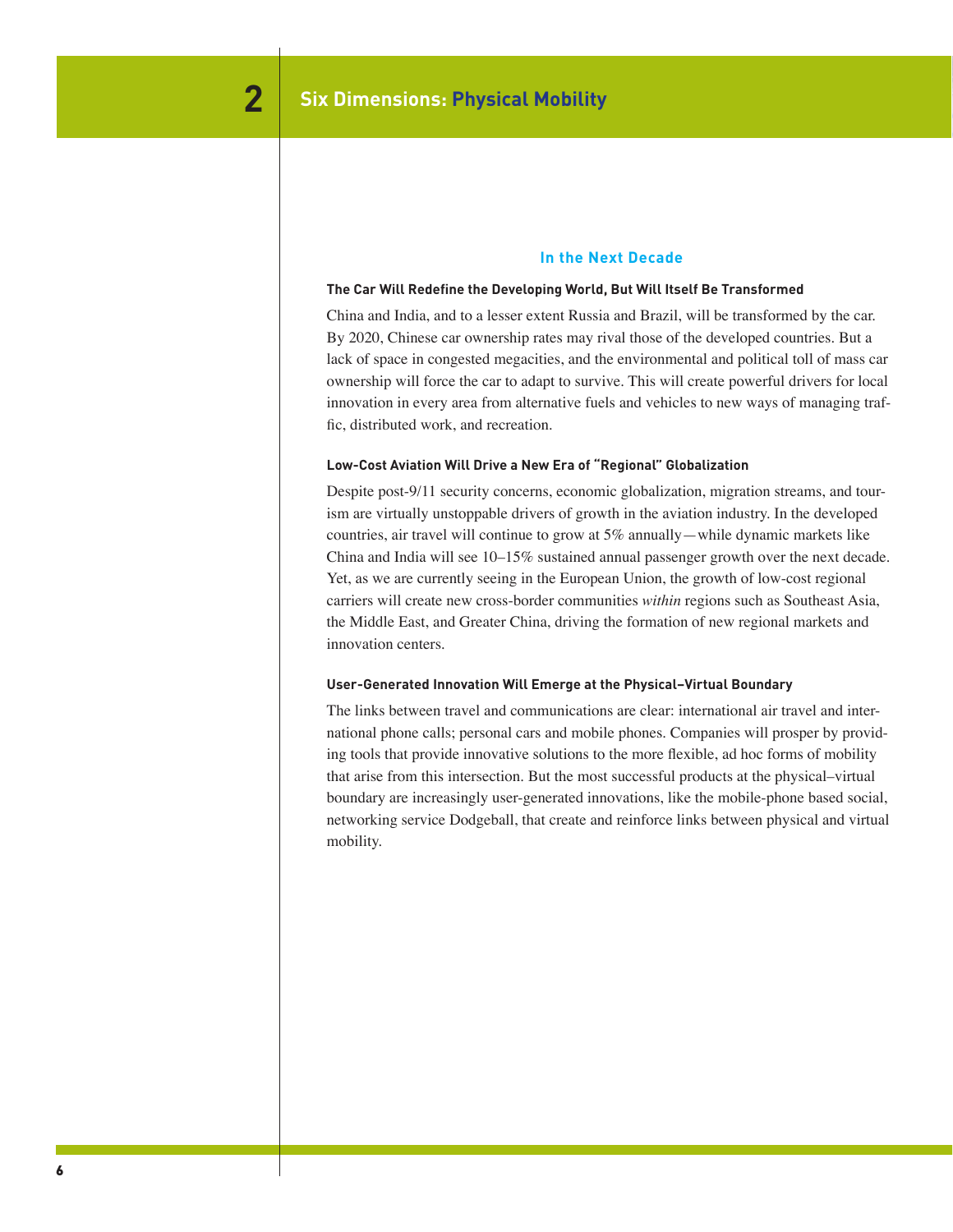# 2 Six Dimensions: Physical Mobility

## In the Next Decade

### The Car Will Redefine the Developing World, But Will Itself Be Transformed

China and India, and to a lesser extent Russia and Brazil, will be transformed by the car. By 2020, Chinese car ownership rates may rival those of the developed countries. But a lack of space in congested megacities, and the environmental and political toll of mass car ownership will force the car to adapt to survive. This will create powerful drivers for local innovation in every area from alternative fuels and vehicles to new ways of managing traffic, distributed work, and recreation.

### Low-Cost Aviation Will Drive a New Era of "Regional" Globalization

Despite post-9/11 security concerns, economic globalization, migration streams, and tourism are virtually unstoppable drivers of growth in the aviation industry. In the developed countries, air travel will continue to grow at 5% annually—while dynamic markets like China and India will see 10–15% sustained annual passenger growth over the next decade. Yet, as we are currently seeing in the European Union, the growth of low-cost regional carriers will create new cross-border communities *within* regions such as Southeast Asia, the Middle East, and Greater China, driving the formation of new regional markets and innovation centers.

### User-Generated Innovation Will Emerge at the Physical–Virtual Boundary

The links between travel and communications are clear: international air travel and international phone calls; personal cars and mobile phones. Companies will prosper by providing tools that provide innovative solutions to the more flexible, ad hoc forms of mobility that arise from this intersection. But the most successful products at the physical–virtual boundary are increasingly user-generated innovations, like the mobile-phone based social, networking service Dodgeball, that create and reinforce links between physical and virtual mobility.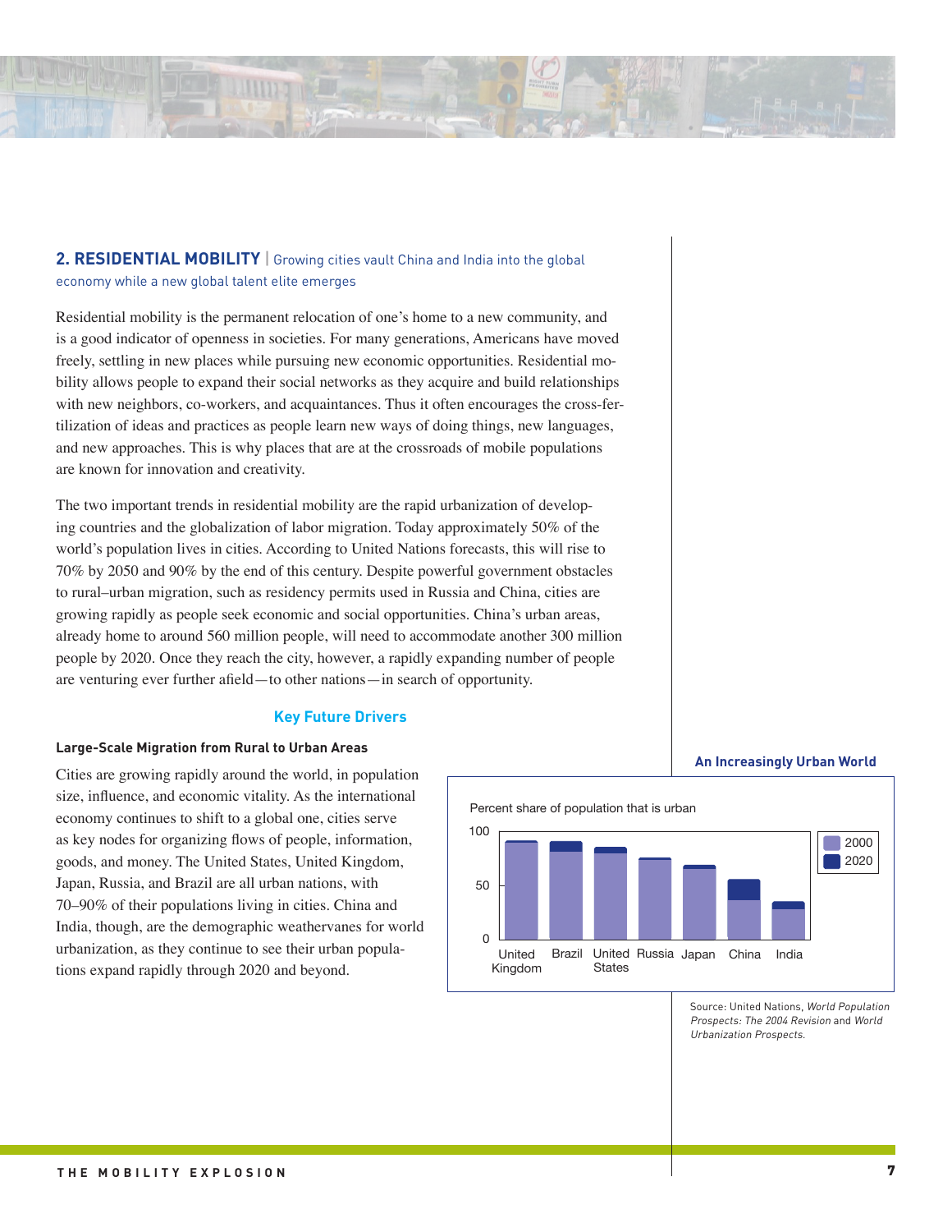## 2. RESIDENTIAL MOBILITY | Growing cities vault China and India into the global economy while a new global talent elite emerges

Residential mobility is the permanent relocation of one's home to a new community, and is a good indicator of openness in societies. For many generations, Americans have moved freely, settling in new places while pursuing new economic opportunities. Residential mobility allows people to expand their social networks as they acquire and build relationships with new neighbors, co-workers, and acquaintances. Thus it often encourages the cross-fertilization of ideas and practices as people learn new ways of doing things, new languages, and new approaches. This is why places that are at the crossroads of mobile populations are known for innovation and creativity.

The two important trends in residential mobility are the rapid urbanization of developing countries and the globalization of labor migration. Today approximately 50% of the world's population lives in cities. According to United Nations forecasts, this will rise to 70% by 2050 and 90% by the end of this century. Despite powerful government obstacles to rural–urban migration, such as residency permits used in Russia and China, cities are growing rapidly as people seek economic and social opportunities. China's urban areas, already home to around 560 million people, will need to accommodate another 300 million people by 2020. Once they reach the city, however, a rapidly expanding number of people are venturing ever further afield—to other nations—in search of opportunity.

### Key Future Drivers

#### Large-Scale Migration from Rural to Urban Areas

Cities are growing rapidly around the world, in population size, influence, and economic vitality. As the international economy continues to shift to a global one, cities serve as key nodes for organizing flows of people, information, goods, and money. The United States, United Kingdom, Japan, Russia, and Brazil are all urban nations, with 70–90% of their populations living in cities. China and India, though, are the demographic weathervanes for world urbanization, as they continue to see their urban populations expand rapidly through 2020 and beyond.

**An Increasingly Urban World**

Percent share of population that is urban

(Bar chart: 2000 and 2020 values for United Kingdom, Brazil, United States, Russia, Japan, China, India; y-axis 0, 50, 100)

Source: United Nations, *World Population Prospects: The 2004 Revision* and *World Urbanization Prospects*.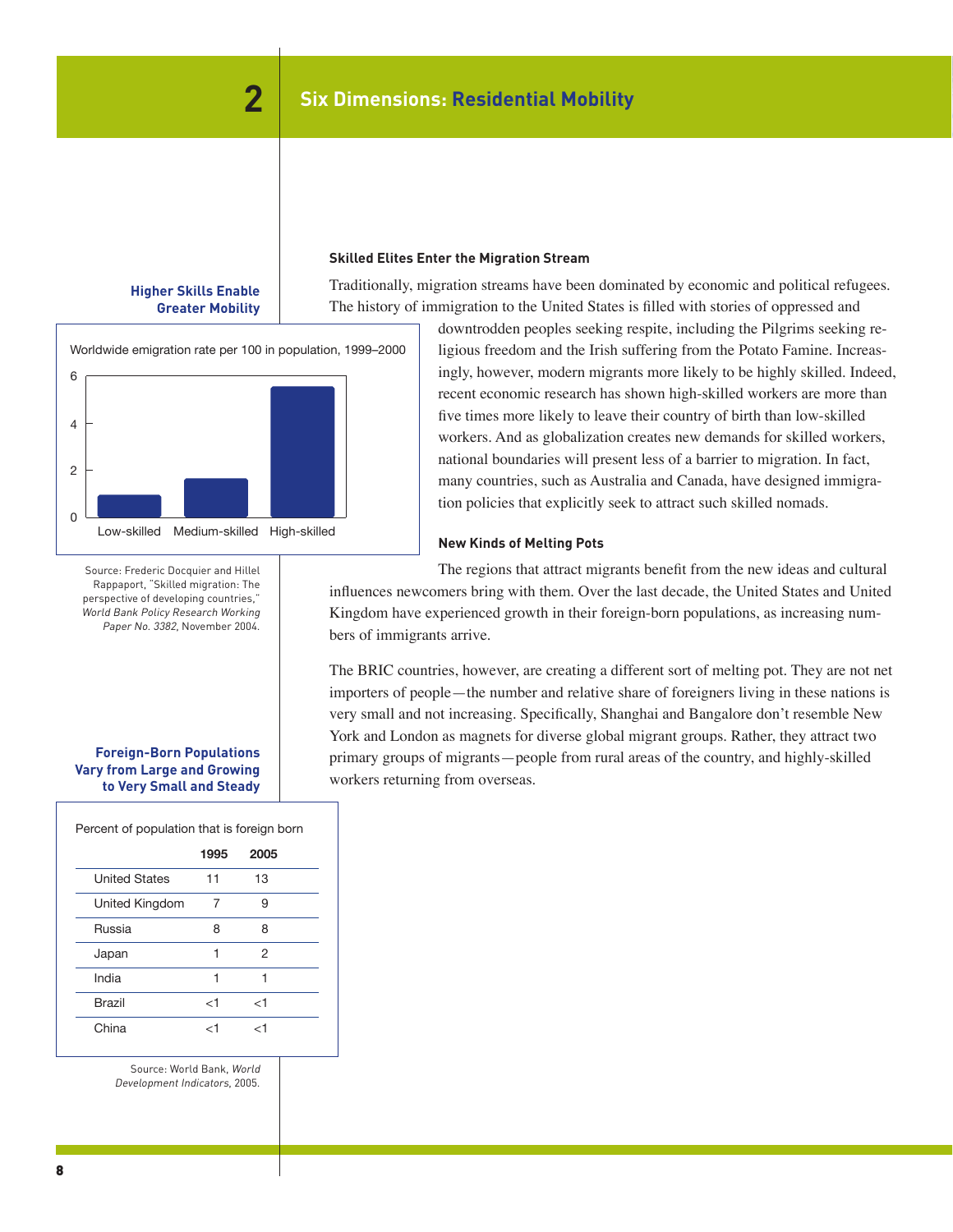# 2 Six Dimensions: Residential Mobility

### Higher Skills Enable Greater Mobility

Worldwide emigration rate per 100 in population, 1999–2000

| Low-skilled | Medium-skilled | High-skilled |
|---|---|---|
| ~1 | ~1.7 | ~5.6 |

Source: Frederic Docquier and Hillel Rappaport, "Skilled migration: The perspective of developing countries," *World Bank Policy Research Working Paper No. 3382*, November 2004.

### Foreign-Born Populations Vary from Large and Growing to Very Small and Steady

Percent of population that is foreign born

| | 1995 | 2005 |
|---|---|---|
| United States | 11 | 13 |
| United Kingdom | 7 | 9 |
| Russia | 8 | 8 |
| Japan | 1 | 2 |
| India | 1 | 1 |
| Brazil | <1 | <1 |
| China | <1 | <1 |

Source: World Bank, *World Development Indicators*, 2005.

**Skilled Elites Enter the Migration Stream**

Traditionally, migration streams have been dominated by economic and political refugees. The history of immigration to the United States is filled with stories of oppressed and downtrodden peoples seeking respite, including the Pilgrims seeking religious freedom and the Irish suffering from the Potato Famine. Increasingly, however, modern migrants more likely to be highly skilled. Indeed, recent economic research has shown high-skilled workers are more than five times more likely to leave their country of birth than low-skilled workers. And as globalization creates new demands for skilled workers, national boundaries will present less of a barrier to migration. In fact, many countries, such as Australia and Canada, have designed immigration policies that explicitly seek to attract such skilled nomads.

**New Kinds of Melting Pots**

The regions that attract migrants benefit from the new ideas and cultural influences newcomers bring with them. Over the last decade, the United States and United Kingdom have experienced growth in their foreign-born populations, as increasing numbers of immigrants arrive.

The BRIC countries, however, are creating a different sort of melting pot. They are not net importers of people—the number and relative share of foreigners living in these nations is very small and not increasing. Specifically, Shanghai and Bangalore don't resemble New York and London as magnets for diverse global migrant groups. Rather, they attract two primary groups of migrants—people from rural areas of the country, and highly-skilled workers returning from overseas.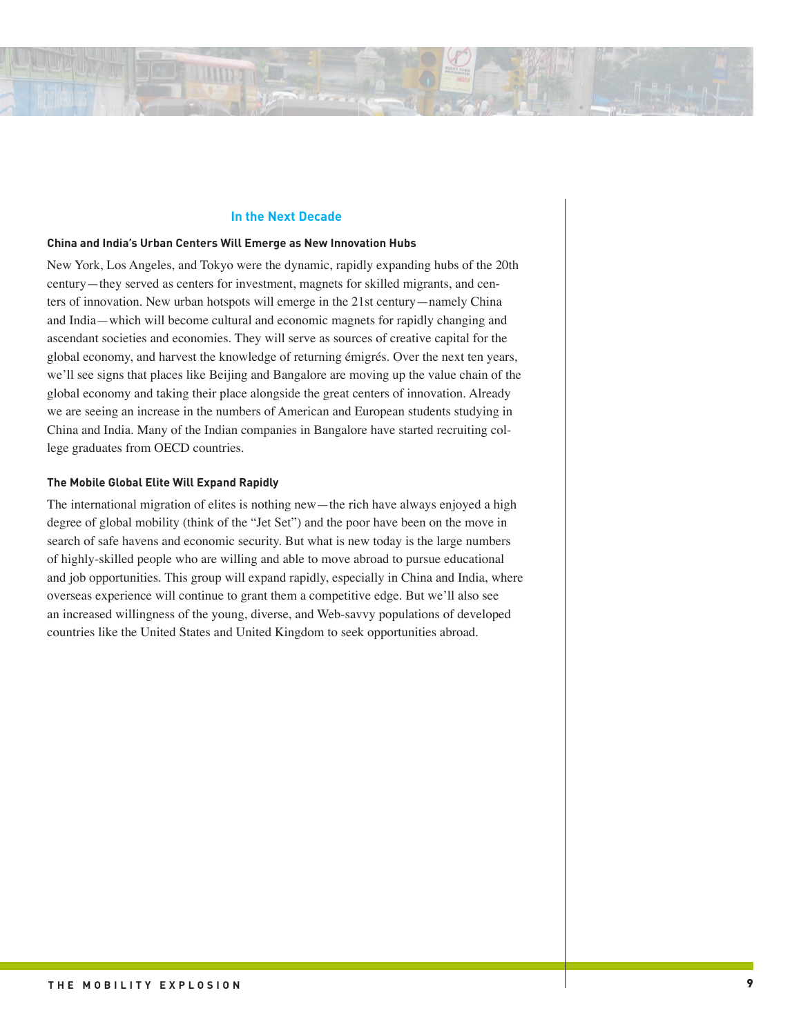## In the Next Decade

### China and India's Urban Centers Will Emerge as New Innovation Hubs

New York, Los Angeles, and Tokyo were the dynamic, rapidly expanding hubs of the 20th century—they served as centers for investment, magnets for skilled migrants, and centers of innovation. New urban hotspots will emerge in the 21st century—namely China and India—which will become cultural and economic magnets for rapidly changing and ascendant societies and economies. They will serve as sources of creative capital for the global economy, and harvest the knowledge of returning émigrés. Over the next ten years, we'll see signs that places like Beijing and Bangalore are moving up the value chain of the global economy and taking their place alongside the great centers of innovation. Already we are seeing an increase in the numbers of American and European students studying in China and India. Many of the Indian companies in Bangalore have started recruiting college graduates from OECD countries.

### The Mobile Global Elite Will Expand Rapidly

The international migration of elites is nothing new—the rich have always enjoyed a high degree of global mobility (think of the "Jet Set") and the poor have been on the move in search of safe havens and economic security. But what is new today is the large numbers of highly-skilled people who are willing and able to move abroad to pursue educational and job opportunities. This group will expand rapidly, especially in China and India, where overseas experience will continue to grant them a competitive edge. But we'll also see an increased willingness of the young, diverse, and Web-savvy populations of developed countries like the United States and United Kingdom to seek opportunities abroad.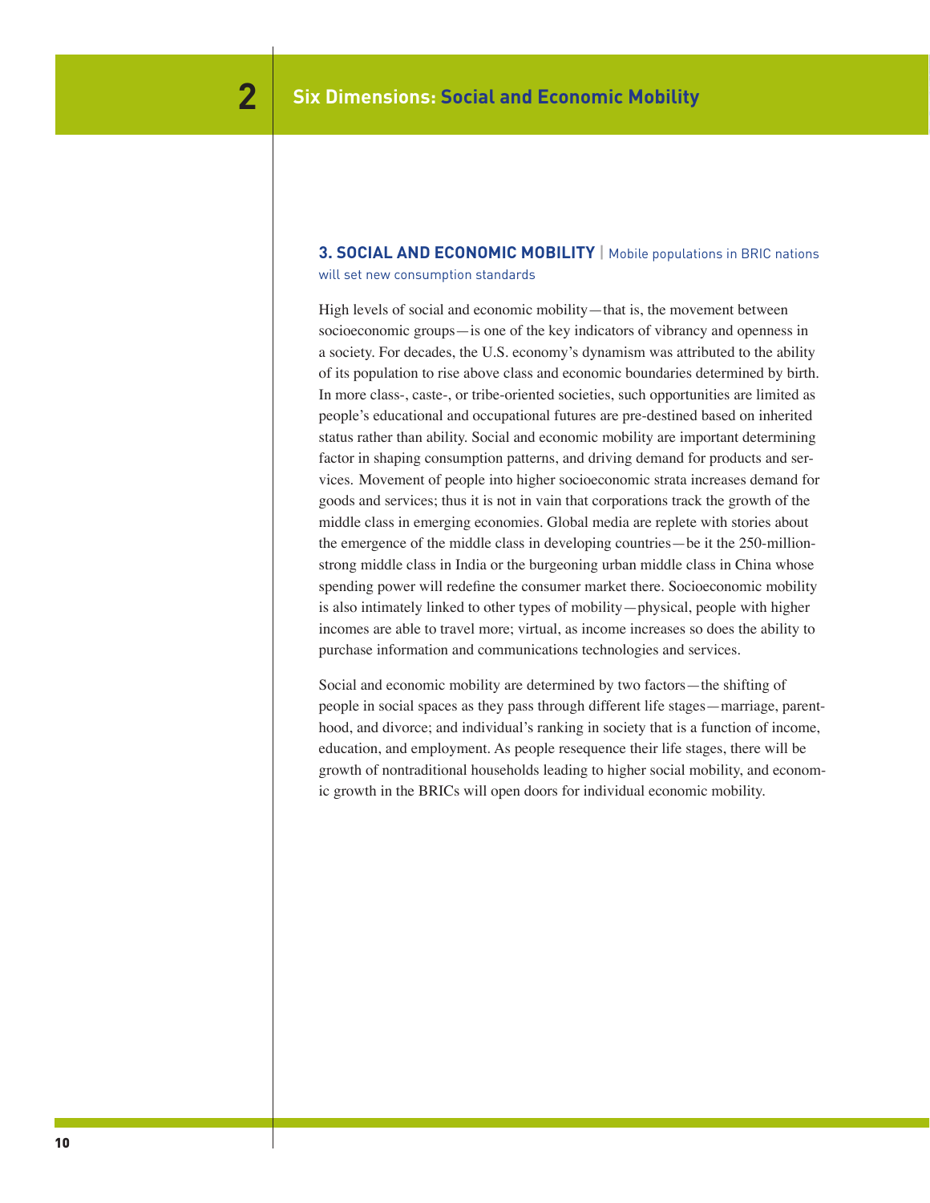## 2 Six Dimensions: Social and Economic Mobility

### 3. SOCIAL AND ECONOMIC MOBILITY | Mobile populations in BRIC nations will set new consumption standards

High levels of social and economic mobility—that is, the movement between socioeconomic groups—is one of the key indicators of vibrancy and openness in a society. For decades, the U.S. economy's dynamism was attributed to the ability of its population to rise above class and economic boundaries determined by birth. In more class-, caste-, or tribe-oriented societies, such opportunities are limited as people's educational and occupational futures are pre-destined based on inherited status rather than ability. Social and economic mobility are important determining factor in shaping consumption patterns, and driving demand for products and services. Movement of people into higher socioeconomic strata increases demand for goods and services; thus it is not in vain that corporations track the growth of the middle class in emerging economies. Global media are replete with stories about the emergence of the middle class in developing countries—be it the 250-million-strong middle class in India or the burgeoning urban middle class in China whose spending power will redefine the consumer market there. Socioeconomic mobility is also intimately linked to other types of mobility—physical, people with higher incomes are able to travel more; virtual, as income increases so does the ability to purchase information and communications technologies and services.

Social and economic mobility are determined by two factors—the shifting of people in social spaces as they pass through different life stages—marriage, parenthood, and divorce; and individual's ranking in society that is a function of income, education, and employment. As people resequence their life stages, there will be growth of nontraditional households leading to higher social mobility, and economic growth in the BRICs will open doors for individual economic mobility.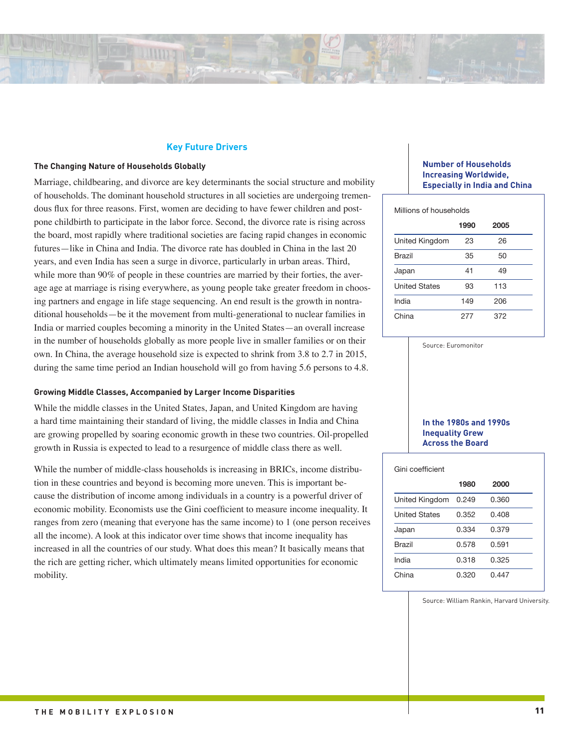## Key Future Drivers

### The Changing Nature of Households Globally

Marriage, childbearing, and divorce are key determinants the social structure and mobility of households. The dominant household structures in all societies are undergoing tremendous flux for three reasons. First, women are deciding to have fewer children and postpone childbirth to participate in the labor force. Second, the divorce rate is rising across the board, most rapidly where traditional societies are facing rapid changes in economic futures—like in China and India. The divorce rate has doubled in China in the last 20 years, and even India has seen a surge in divorce, particularly in urban areas. Third, while more than 90% of people in these countries are married by their forties, the average age at marriage is rising everywhere, as young people take greater freedom in choosing partners and engage in life stage sequencing. An end result is the growth in nontraditional households—be it the movement from multi-generational to nuclear families in India or married couples becoming a minority in the United States—an overall increase in the number of households globally as more people live in smaller families or on their own. In China, the average household size is expected to shrink from 3.8 to 2.7 in 2015, during the same time period an Indian household will go from having 5.6 persons to 4.8.

**Number of Households Increasing Worldwide, Especially in India and China**

Millions of households

| | 1990 | 2005 |
|---|---|---|
| United Kingdom | 23 | 26 |
| Brazil | 35 | 50 |
| Japan | 41 | 49 |
| United States | 93 | 113 |
| India | 149 | 206 |
| China | 277 | 372 |

Source: Euromonitor

### Growing Middle Classes, Accompanied by Larger Income Disparities

While the middle classes in the United States, Japan, and United Kingdom are having a hard time maintaining their standard of living, the middle classes in India and China are growing propelled by soaring economic growth in these two countries. Oil-propelled growth in Russia is expected to lead to a resurgence of middle class there as well.

While the number of middle-class households is increasing in BRICs, income distribution in these countries and beyond is becoming more uneven. This is important because the distribution of income among individuals in a country is a powerful driver of economic mobility. Economists use the Gini coefficient to measure income inequality. It ranges from zero (meaning that everyone has the same income) to 1 (one person receives all the income). A look at this indicator over time shows that income inequality has increased in all the countries of our study. What does this mean? It basically means that the rich are getting richer, which ultimately means limited opportunities for economic mobility.

**In the 1980s and 1990s Inequality Grew Across the Board**

Gini coefficient

| | 1980 | 2000 |
|---|---|---|
| United Kingdom | 0.249 | 0.360 |
| United States | 0.352 | 0.408 |
| Japan | 0.334 | 0.379 |
| Brazil | 0.578 | 0.591 |
| India | 0.318 | 0.325 |
| China | 0.320 | 0.447 |

Source: William Rankin, Harvard University.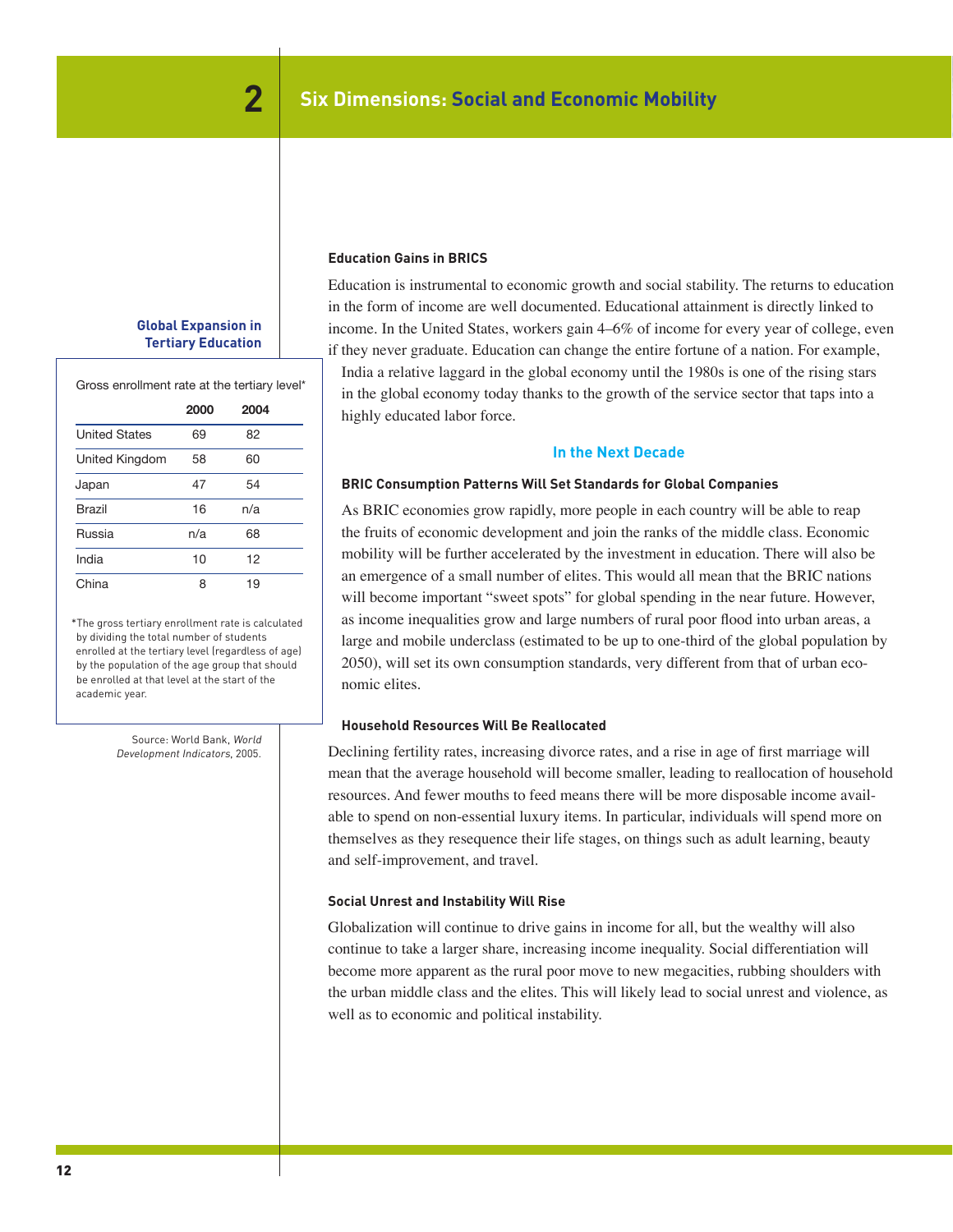## 2 Six Dimensions: Social and Economic Mobility

### Global Expansion in Tertiary Education

Gross enrollment rate at the tertiary level*

| | 2000 | 2004 |
|---|---|---|
| United States | 69 | 82 |
| United Kingdom | 58 | 60 |
| Japan | 47 | 54 |
| Brazil | 16 | n/a |
| Russia | n/a | 68 |
| India | 10 | 12 |
| China | 8 | 19 |

*The gross tertiary enrollment rate is calculated by dividing the total number of students enrolled at the tertiary level (regardless of age) by the population of the age group that should be enrolled at that level at the start of the academic year.

Source: World Bank, *World Development Indicators*, 2005.

**Education Gains in BRICS**

Education is instrumental to economic growth and social stability. The returns to education in the form of income are well documented. Educational attainment is directly linked to income. In the United States, workers gain 4–6% of income for every year of college, even if they never graduate. Education can change the entire fortune of a nation. For example, India a relative laggard in the global economy until the 1980s is one of the rising stars in the global economy today thanks to the growth of the service sector that taps into a highly educated labor force.

### In the Next Decade

**BRIC Consumption Patterns Will Set Standards for Global Companies**

As BRIC economies grow rapidly, more people in each country will be able to reap the fruits of economic development and join the ranks of the middle class. Economic mobility will be further accelerated by the investment in education. There will also be an emergence of a small number of elites. This would all mean that the BRIC nations will become important "sweet spots" for global spending in the near future. However, as income inequalities grow and large numbers of rural poor flood into urban areas, a large and mobile underclass (estimated to be up to one-third of the global population by 2050), will set its own consumption standards, very different from that of urban economic elites.

**Household Resources Will Be Reallocated**

Declining fertility rates, increasing divorce rates, and a rise in age of first marriage will mean that the average household will become smaller, leading to reallocation of household resources. And fewer mouths to feed means there will be more disposable income available to spend on non-essential luxury items. In particular, individuals will spend more on themselves as they resequence their life stages, on things such as adult learning, beauty and self-improvement, and travel.

**Social Unrest and Instability Will Rise**

Globalization will continue to drive gains in income for all, but the wealthy will also continue to take a larger share, increasing income inequality. Social differentiation will become more apparent as the rural poor move to new megacities, rubbing shoulders with the urban middle class and the elites. This will likely lead to social unrest and violence, as well as to economic and political instability.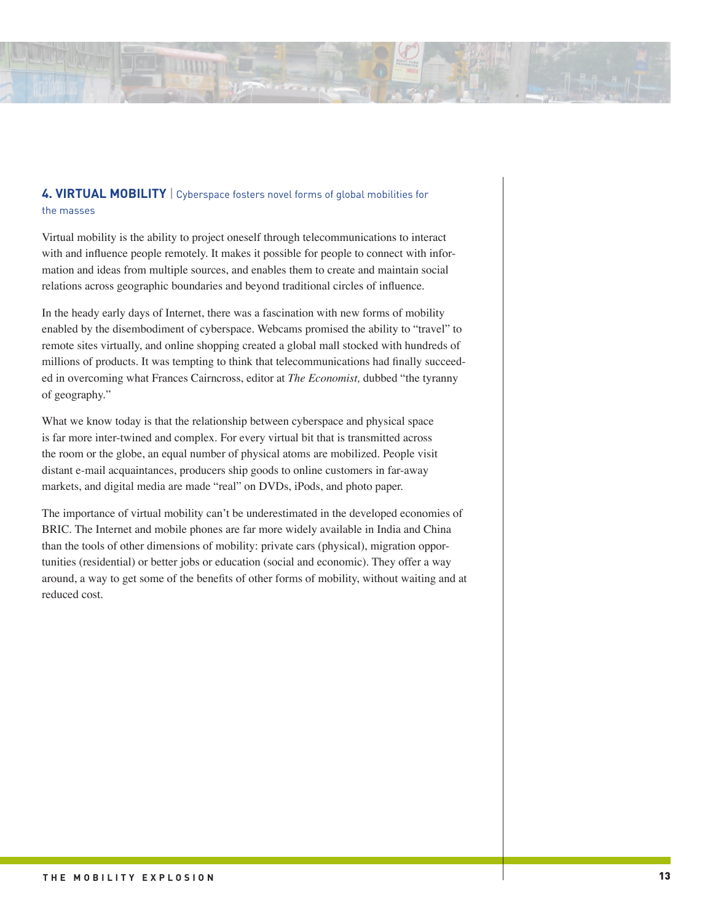## 4. VIRTUAL MOBILITY | Cyberspace fosters novel forms of global mobilities for the masses

Virtual mobility is the ability to project oneself through telecommunications to interact with and influence people remotely. It makes it possible for people to connect with information and ideas from multiple sources, and enables them to create and maintain social relations across geographic boundaries and beyond traditional circles of influence.

In the heady early days of Internet, there was a fascination with new forms of mobility enabled by the disembodiment of cyberspace. Webcams promised the ability to "travel" to remote sites virtually, and online shopping created a global mall stocked with hundreds of millions of products. It was tempting to think that telecommunications had finally succeeded in overcoming what Frances Cairncross, editor at *The Economist,* dubbed "the tyranny of geography."

What we know today is that the relationship between cyberspace and physical space is far more inter-twined and complex. For every virtual bit that is transmitted across the room or the globe, an equal number of physical atoms are mobilized. People visit distant e-mail acquaintances, producers ship goods to online customers in far-away markets, and digital media are made "real" on DVDs, iPods, and photo paper.

The importance of virtual mobility can't be underestimated in the developed economies of BRIC. The Internet and mobile phones are far more widely available in India and China than the tools of other dimensions of mobility: private cars (physical), migration opportunities (residential) or better jobs or education (social and economic). They offer a way around, a way to get some of the benefits of other forms of mobility, without waiting and at reduced cost.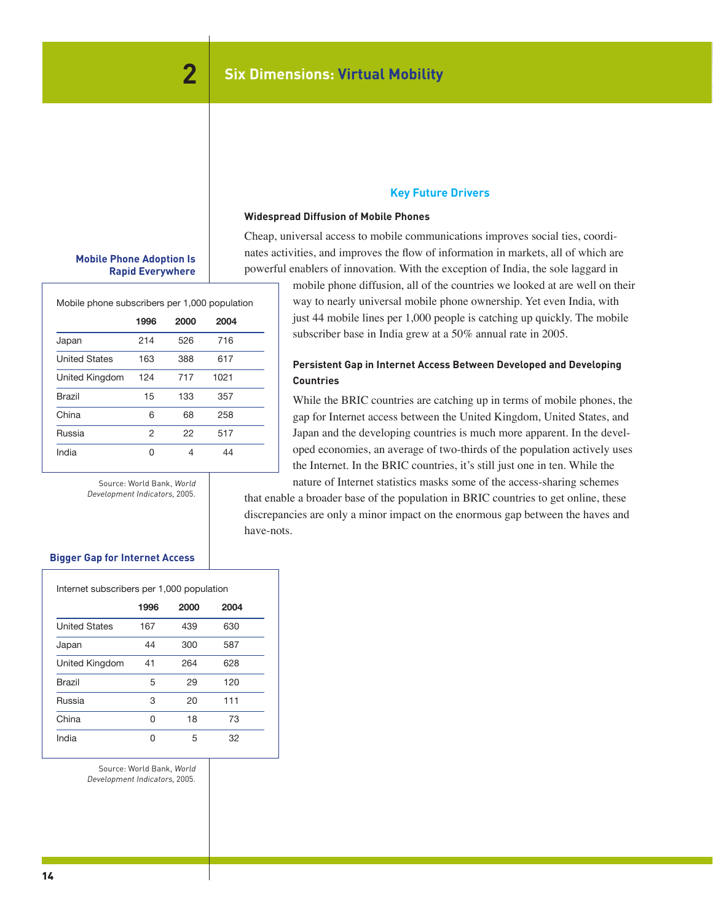# 2 Six Dimensions: Virtual Mobility

## Key Future Drivers

### Widespread Diffusion of Mobile Phones

Cheap, universal access to mobile communications improves social ties, coordinates activities, and improves the flow of information in markets, all of which are powerful enablers of innovation. With the exception of India, the sole laggard in mobile phone diffusion, all of the countries we looked at are well on their way to nearly universal mobile phone ownership. Yet even India, with just 44 mobile lines per 1,000 people is catching up quickly. The mobile subscriber base in India grew at a 50% annual rate in 2005.

**Mobile Phone Adoption Is Rapid Everywhere**

Mobile phone subscribers per 1,000 population

| | 1996 | 2000 | 2004 |
|---|---|---|---|
| Japan | 214 | 526 | 716 |
| United States | 163 | 388 | 617 |
| United Kingdom | 124 | 717 | 1021 |
| Brazil | 15 | 133 | 357 |
| China | 6 | 68 | 258 |
| Russia | 2 | 22 | 517 |
| India | 0 | 4 | 44 |

Source: World Bank, *World Development Indicators*, 2005.

### Persistent Gap in Internet Access Between Developed and Developing Countries

While the BRIC countries are catching up in terms of mobile phones, the gap for Internet access between the United Kingdom, United States, and Japan and the developing countries is much more apparent. In the developed economies, an average of two-thirds of the population actively uses the Internet. In the BRIC countries, it's still just one in ten. While the nature of Internet statistics masks some of the access-sharing schemes that enable a broader base of the population in BRIC countries to get online, these discrepancies are only a minor impact on the enormous gap between the haves and have-nots.

**Bigger Gap for Internet Access**

Internet subscribers per 1,000 population

| | 1996 | 2000 | 2004 |
|---|---|---|---|
| United States | 167 | 439 | 630 |
| Japan | 44 | 300 | 587 |
| United Kingdom | 41 | 264 | 628 |
| Brazil | 5 | 29 | 120 |
| Russia | 3 | 20 | 111 |
| China | 0 | 18 | 73 |
| India | 0 | 5 | 32 |

Source: World Bank, *World Development Indicators*, 2005.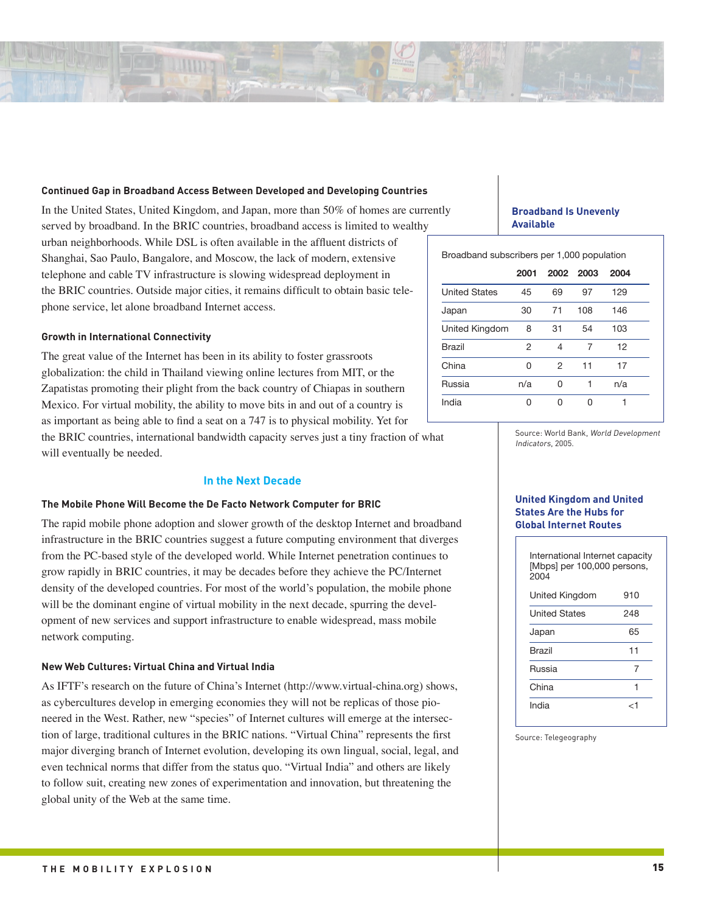### Continued Gap in Broadband Access Between Developed and Developing Countries

In the United States, United Kingdom, and Japan, more than 50% of homes are currently served by broadband. In the BRIC countries, broadband access is limited to wealthy urban neighborhoods. While DSL is often available in the affluent districts of Shanghai, Sao Paulo, Bangalore, and Moscow, the lack of modern, extensive telephone and cable TV infrastructure is slowing widespread deployment in the BRIC countries. Outside major cities, it remains difficult to obtain basic telephone service, let alone broadband Internet access.

### Growth in International Connectivity

The great value of the Internet has been in its ability to foster grassroots globalization: the child in Thailand viewing online lectures from MIT, or the Zapatistas promoting their plight from the back country of Chiapas in southern Mexico. For virtual mobility, the ability to move bits in and out of a country is as important as being able to find a seat on a 747 is to physical mobility. Yet for the BRIC countries, international bandwidth capacity serves just a tiny fraction of what will eventually be needed.

## In the Next Decade

### The Mobile Phone Will Become the De Facto Network Computer for BRIC

The rapid mobile phone adoption and slower growth of the desktop Internet and broadband infrastructure in the BRIC countries suggest a future computing environment that diverges from the PC-based style of the developed world. While Internet penetration continues to grow rapidly in BRIC countries, it may be decades before they achieve the PC/Internet density of the developed countries. For most of the world's population, the mobile phone will be the dominant engine of virtual mobility in the next decade, spurring the development of new services and support infrastructure to enable widespread, mass mobile network computing.

### New Web Cultures: Virtual China and Virtual India

As IFTF's research on the future of China's Internet (http://www.virtual-china.org) shows, as cybercultures develop in emerging economies they will not be replicas of those pioneered in the West. Rather, new "species" of Internet cultures will emerge at the intersection of large, traditional cultures in the BRIC nations. "Virtual China" represents the first major diverging branch of Internet evolution, developing its own lingual, social, legal, and even technical norms that differ from the status quo. "Virtual India" and others are likely to follow suit, creating new zones of experimentation and innovation, but threatening the global unity of the Web at the same time.

### Broadband Is Unevenly Available

Broadband subscribers per 1,000 population

| | 2001 | 2002 | 2003 | 2004 |
|---|---|---|---|---|
| United States | 45 | 69 | 97 | 129 |
| Japan | 30 | 71 | 108 | 146 |
| United Kingdom | 8 | 31 | 54 | 103 |
| Brazil | 2 | 4 | 7 | 12 |
| China | 0 | 2 | 11 | 17 |
| Russia | n/a | 0 | 1 | n/a |
| India | 0 | 0 | 0 | 1 |

Source: World Bank, *World Development Indicators*, 2005.

### United Kingdom and United States Are the Hubs for Global Internet Routes

| International Internet capacity [Mbps] per 100,000 persons, 2004 | |
|---|---|
| United Kingdom | 910 |
| United States | 248 |
| Japan | 65 |
| Brazil | 11 |
| Russia | 7 |
| China | 1 |
| India | <1 |

Source: Telegeography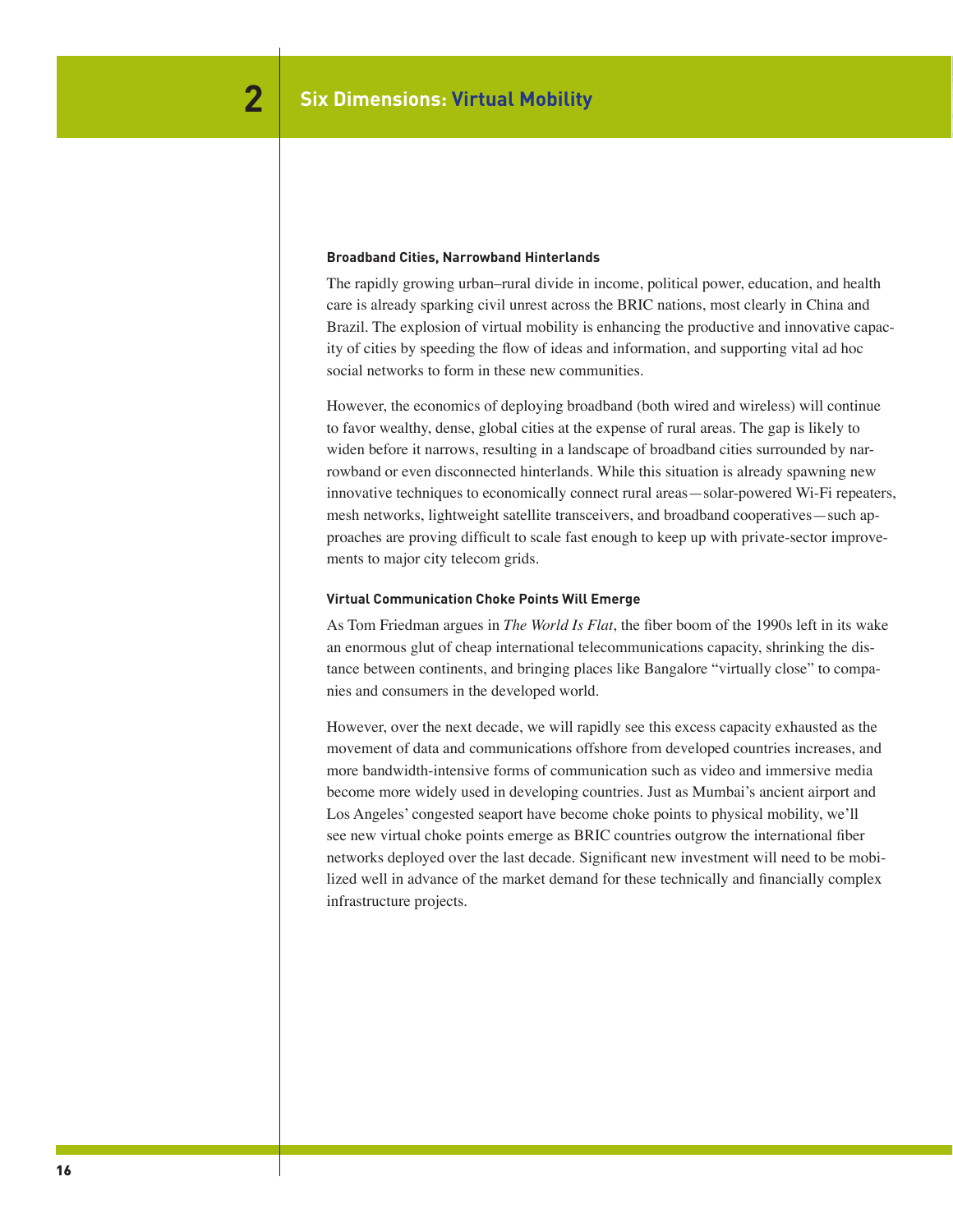## 2 Six Dimensions: Virtual Mobility

### Broadband Cities, Narrowband Hinterlands

The rapidly growing urban–rural divide in income, political power, education, and health care is already sparking civil unrest across the BRIC nations, most clearly in China and Brazil. The explosion of virtual mobility is enhancing the productive and innovative capacity of cities by speeding the flow of ideas and information, and supporting vital ad hoc social networks to form in these new communities.

However, the economics of deploying broadband (both wired and wireless) will continue to favor wealthy, dense, global cities at the expense of rural areas. The gap is likely to widen before it narrows, resulting in a landscape of broadband cities surrounded by narrowband or even disconnected hinterlands. While this situation is already spawning new innovative techniques to economically connect rural areas—solar-powered Wi-Fi repeaters, mesh networks, lightweight satellite transceivers, and broadband cooperatives—such approaches are proving difficult to scale fast enough to keep up with private-sector improvements to major city telecom grids.

### Virtual Communication Choke Points Will Emerge

As Tom Friedman argues in *The World Is Flat*, the fiber boom of the 1990s left in its wake an enormous glut of cheap international telecommunications capacity, shrinking the distance between continents, and bringing places like Bangalore “virtually close” to companies and consumers in the developed world.

However, over the next decade, we will rapidly see this excess capacity exhausted as the movement of data and communications offshore from developed countries increases, and more bandwidth-intensive forms of communication such as video and immersive media become more widely used in developing countries. Just as Mumbai’s ancient airport and Los Angeles’ congested seaport have become choke points to physical mobility, we’ll see new virtual choke points emerge as BRIC countries outgrow the international fiber networks deployed over the last decade. Significant new investment will need to be mobilized well in advance of the market demand for these technically and financially complex infrastructure projects.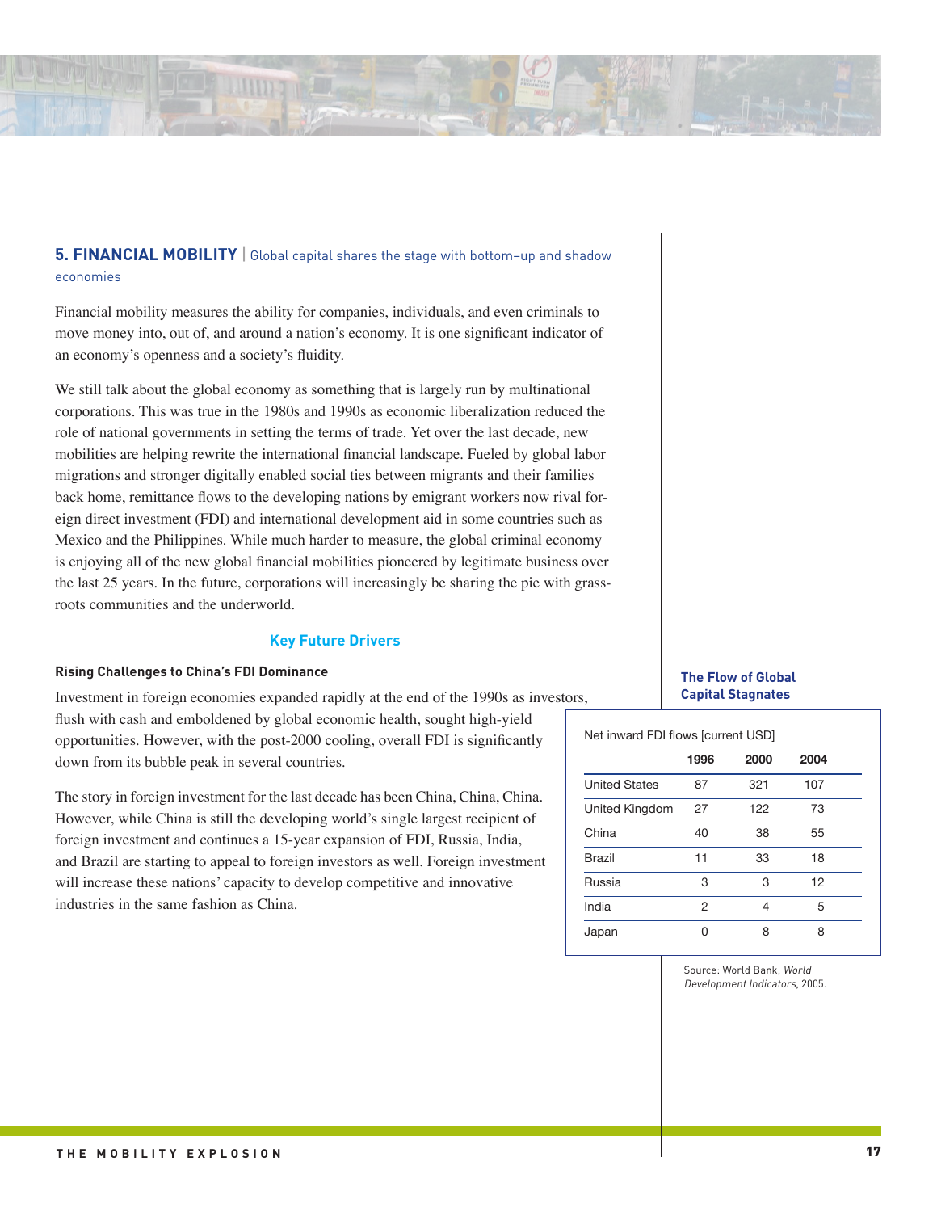## 5. FINANCIAL MOBILITY | Global capital shares the stage with bottom–up and shadow economies

Financial mobility measures the ability for companies, individuals, and even criminals to move money into, out of, and around a nation's economy. It is one significant indicator of an economy's openness and a society's fluidity.

We still talk about the global economy as something that is largely run by multinational corporations. This was true in the 1980s and 1990s as economic liberalization reduced the role of national governments in setting the terms of trade. Yet over the last decade, new mobilities are helping rewrite the international financial landscape. Fueled by global labor migrations and stronger digitally enabled social ties between migrants and their families back home, remittance flows to the developing nations by emigrant workers now rival foreign direct investment (FDI) and international development aid in some countries such as Mexico and the Philippines. While much harder to measure, the global criminal economy is enjoying all of the new global financial mobilities pioneered by legitimate business over the last 25 years. In the future, corporations will increasingly be sharing the pie with grassroots communities and the underworld.

### Key Future Drivers

**Rising Challenges to China's FDI Dominance**

Investment in foreign economies expanded rapidly at the end of the 1990s as investors, flush with cash and emboldened by global economic health, sought high-yield opportunities. However, with the post-2000 cooling, overall FDI is significantly down from its bubble peak in several countries.

The story in foreign investment for the last decade has been China, China, China. However, while China is still the developing world's single largest recipient of foreign investment and continues a 15-year expansion of FDI, Russia, India, and Brazil are starting to appeal to foreign investors as well. Foreign investment will increase these nations' capacity to develop competitive and innovative industries in the same fashion as China.

**The Flow of Global Capital Stagnates**

Net inward FDI flows [current USD]

| | 1996 | 2000 | 2004 |
|---|---|---|---|
| United States | 87 | 321 | 107 |
| United Kingdom | 27 | 122 | 73 |
| China | 40 | 38 | 55 |
| Brazil | 11 | 33 | 18 |
| Russia | 3 | 3 | 12 |
| India | 2 | 4 | 5 |
| Japan | 0 | 8 | 8 |

Source: World Bank, *World Development Indicators*, 2005.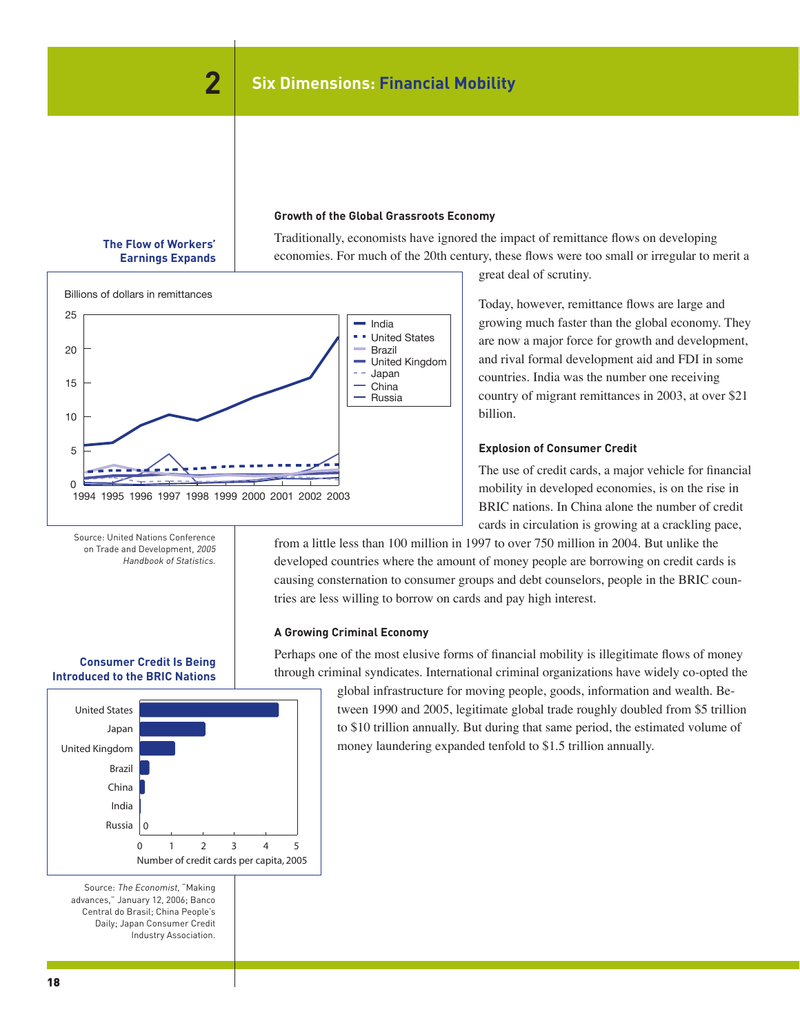# 2 Six Dimensions: Financial Mobility

## Growth of the Global Grassroots Economy

Traditionally, economists have ignored the impact of remittance flows on developing economies. For much of the 20th century, these flows were too small or irregular to merit a great deal of scrutiny.

Today, however, remittance flows are large and growing much faster than the global economy. They are now a major force for growth and development, and rival formal development aid and FDI in some countries. India was the number one receiving country of migrant remittances in 2003, at over $21 billion.

### The Flow of Workers' Earnings Expands

Billions of dollars in remittances

India, United States, Brazil, United Kingdom, Japan, China, Russia

1994 1995 1996 1997 1998 1999 2000 2001 2002 2003

Source: United Nations Conference on Trade and Development, *2005 Handbook of Statistics.*

## Explosion of Consumer Credit

The use of credit cards, a major vehicle for financial mobility in developed economies, is on the rise in BRIC nations. In China alone the number of credit cards in circulation is growing at a crackling pace, from a little less than 100 million in 1997 to over 750 million in 2004. But unlike the developed countries where the amount of money people are borrowing on credit cards is causing consternation to consumer groups and debt counselors, people in the BRIC countries are less willing to borrow on cards and pay high interest.

## A Growing Criminal Economy

Perhaps one of the most elusive forms of financial mobility is illegitimate flows of money through criminal syndicates. International criminal organizations have widely co-opted the global infrastructure for moving people, goods, information and wealth. Between 1990 and 2005, legitimate global trade roughly doubled from $5 trillion to $10 trillion annually. But during that same period, the estimated volume of money laundering expanded tenfold to $1.5 trillion annually.

### Consumer Credit Is Being Introduced to the BRIC Nations

United States, Japan, United Kingdom, Brazil, China, India, Russia (0)

Number of credit cards per capita, 2005

Source: *The Economist*, "Making advances," January 12, 2006; Banco Central do Brasil; China People's Daily; Japan Consumer Credit Industry Association.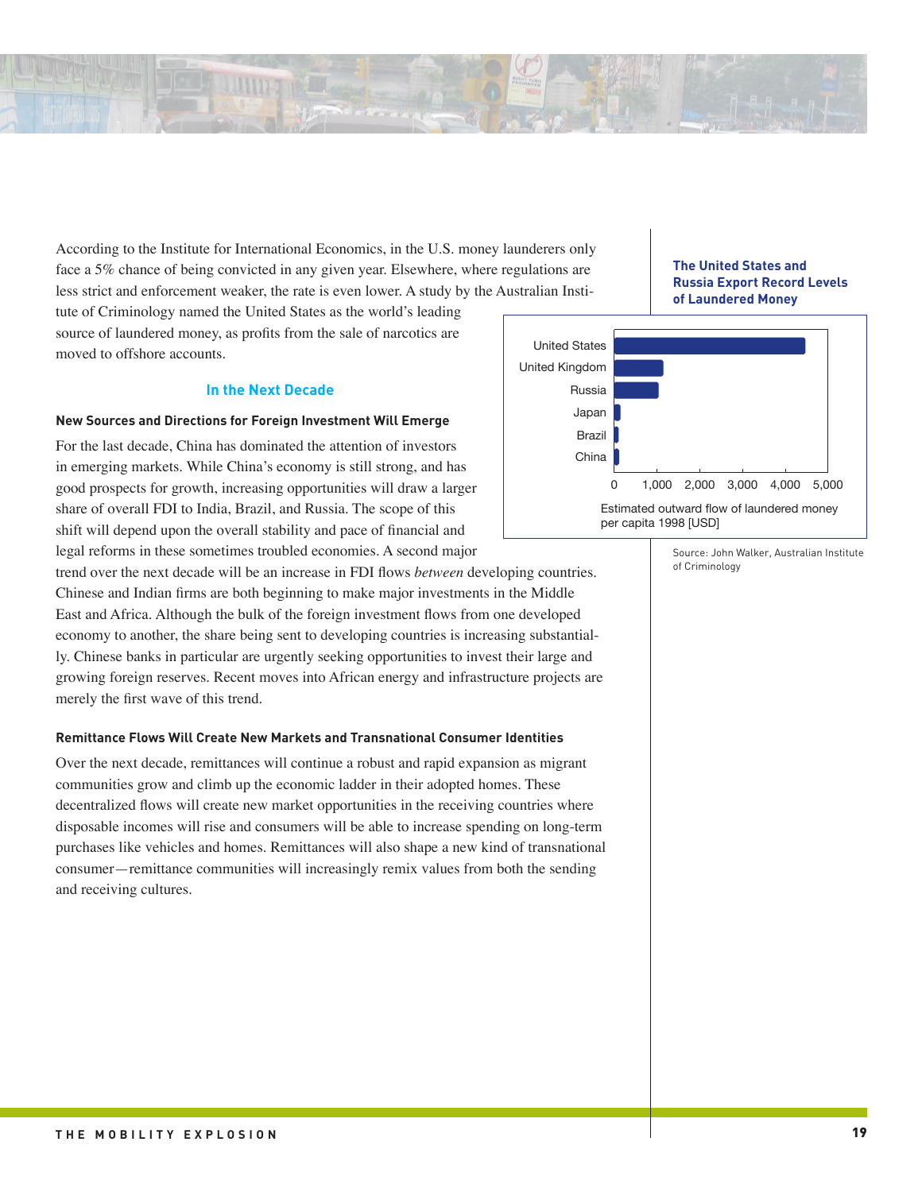According to the Institute for International Economics, in the U.S. money launderers only face a 5% chance of being convicted in any given year. Elsewhere, where regulations are less strict and enforcement weaker, the rate is even lower. A study by the Australian Institute of Criminology named the United States as the world's leading source of laundered money, as profits from the sale of narcotics are moved to offshore accounts.

## In the Next Decade

### New Sources and Directions for Foreign Investment Will Emerge

For the last decade, China has dominated the attention of investors in emerging markets. While China's economy is still strong, and has good prospects for growth, increasing opportunities will draw a larger share of overall FDI to India, Brazil, and Russia. The scope of this shift will depend upon the overall stability and pace of financial and legal reforms in these sometimes troubled economies. A second major trend over the next decade will be an increase in FDI flows *between* developing countries. Chinese and Indian firms are both beginning to make major investments in the Middle East and Africa. Although the bulk of the foreign investment flows from one developed economy to another, the share being sent to developing countries is increasing substantially. Chinese banks in particular are urgently seeking opportunities to invest their large and growing foreign reserves. Recent moves into African energy and infrastructure projects are merely the first wave of this trend.

### Remittance Flows Will Create New Markets and Transnational Consumer Identities

Over the next decade, remittances will continue a robust and rapid expansion as migrant communities grow and climb up the economic ladder in their adopted homes. These decentralized flows will create new market opportunities in the receiving countries where disposable incomes will rise and consumers will be able to increase spending on long-term purchases like vehicles and homes. Remittances will also shape a new kind of transnational consumer—remittance communities will increasingly remix values from both the sending and receiving cultures.

**The United States and Russia Export Record Levels of Laundered Money**

United States, United Kingdom, Russia, Japan, Brazil, China

0, 1,000, 2,000, 3,000, 4,000, 5,000

Estimated outward flow of laundered money per capita 1998 [USD]

Source: John Walker, Australian Institute of Criminology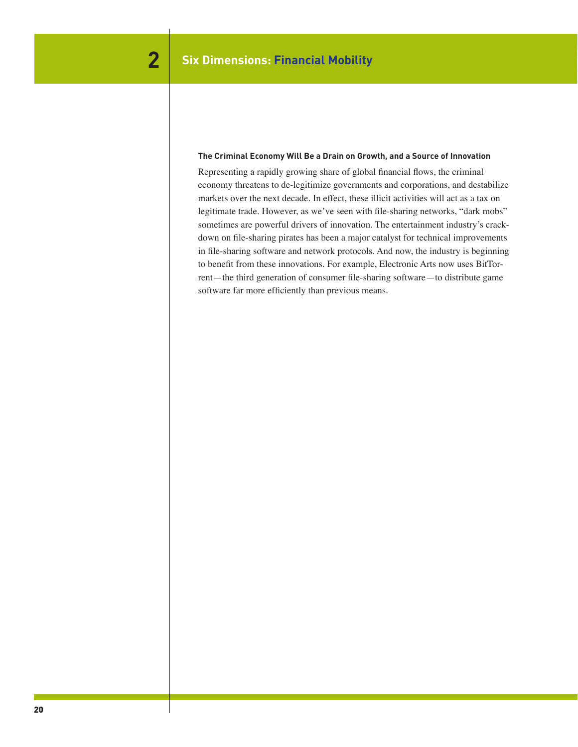# 2 Six Dimensions: Financial Mobility

### The Criminal Economy Will Be a Drain on Growth, and a Source of Innovation

Representing a rapidly growing share of global financial flows, the criminal economy threatens to de-legitimize governments and corporations, and destabilize markets over the next decade. In effect, these illicit activities will act as a tax on legitimate trade. However, as we've seen with file-sharing networks, "dark mobs" sometimes are powerful drivers of innovation. The entertainment industry's crackdown on file-sharing pirates has been a major catalyst for technical improvements in file-sharing software and network protocols. And now, the industry is beginning to benefit from these innovations. For example, Electronic Arts now uses BitTorrent—the third generation of consumer file-sharing software—to distribute game software far more efficiently than previous means.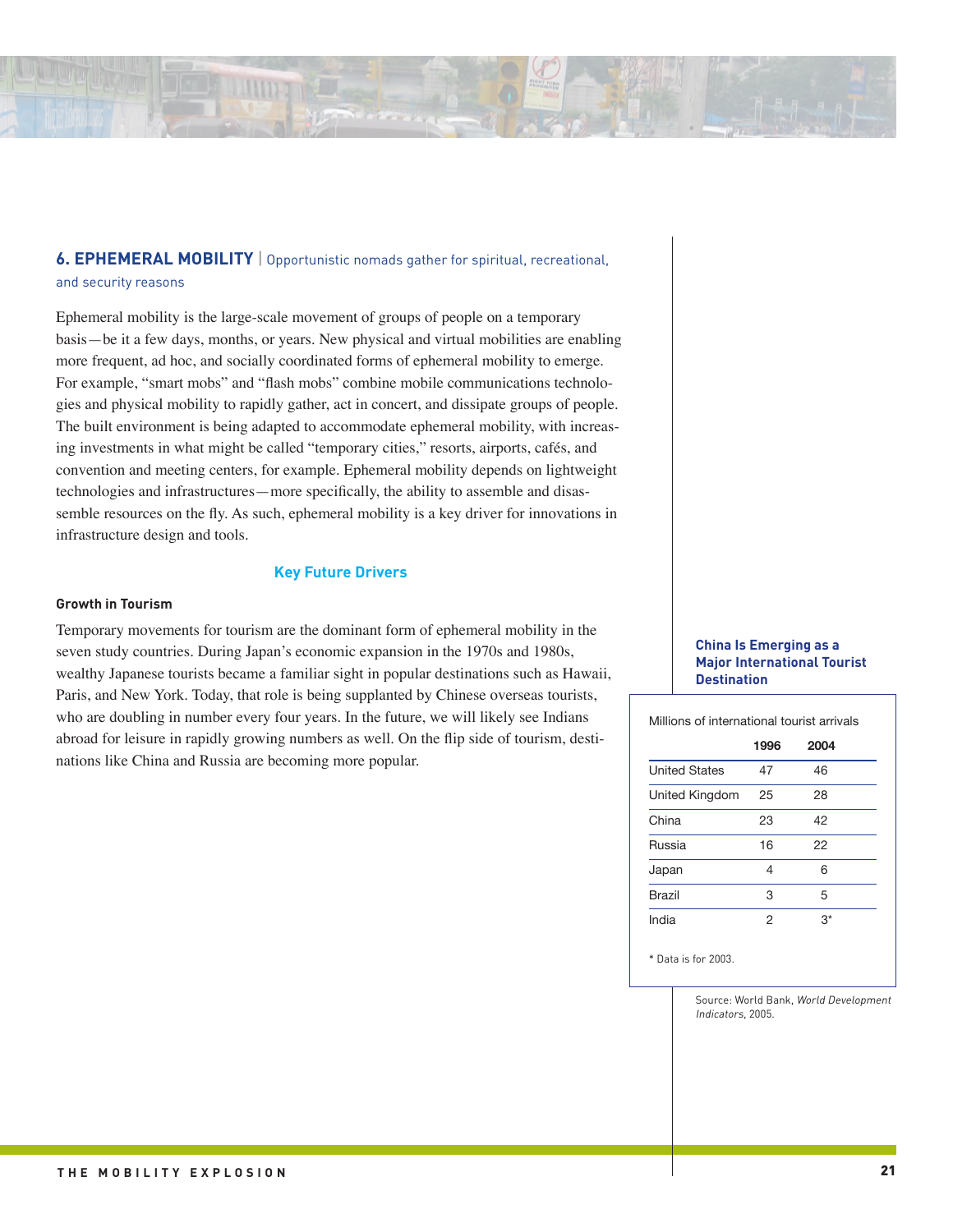## 6. EPHEMERAL MOBILITY | Opportunistic nomads gather for spiritual, recreational, and security reasons

Ephemeral mobility is the large-scale movement of groups of people on a temporary basis—be it a few days, months, or years. New physical and virtual mobilities are enabling more frequent, ad hoc, and socially coordinated forms of ephemeral mobility to emerge. For example, "smart mobs" and "flash mobs" combine mobile communications technologies and physical mobility to rapidly gather, act in concert, and dissipate groups of people. The built environment is being adapted to accommodate ephemeral mobility, with increasing investments in what might be called "temporary cities," resorts, airports, cafés, and convention and meeting centers, for example. Ephemeral mobility depends on lightweight technologies and infrastructures—more specifically, the ability to assemble and disassemble resources on the fly. As such, ephemeral mobility is a key driver for innovations in infrastructure design and tools.

### Key Future Drivers

#### Growth in Tourism

Temporary movements for tourism are the dominant form of ephemeral mobility in the seven study countries. During Japan's economic expansion in the 1970s and 1980s, wealthy Japanese tourists became a familiar sight in popular destinations such as Hawaii, Paris, and New York. Today, that role is being supplanted by Chinese overseas tourists, who are doubling in number every four years. In the future, we will likely see Indians abroad for leisure in rapidly growing numbers as well. On the flip side of tourism, destinations like China and Russia are becoming more popular.

**China Is Emerging as a Major International Tourist Destination**

Millions of international tourist arrivals

| | 1996 | 2004 |
|---|---|---|
| United States | 47 | 46 |
| United Kingdom | 25 | 28 |
| China | 23 | 42 |
| Russia | 16 | 22 |
| Japan | 4 | 6 |
| Brazil | 3 | 5 |
| India | 2 | 3* |

* Data is for 2003.

Source: World Bank, *World Development Indicators*, 2005.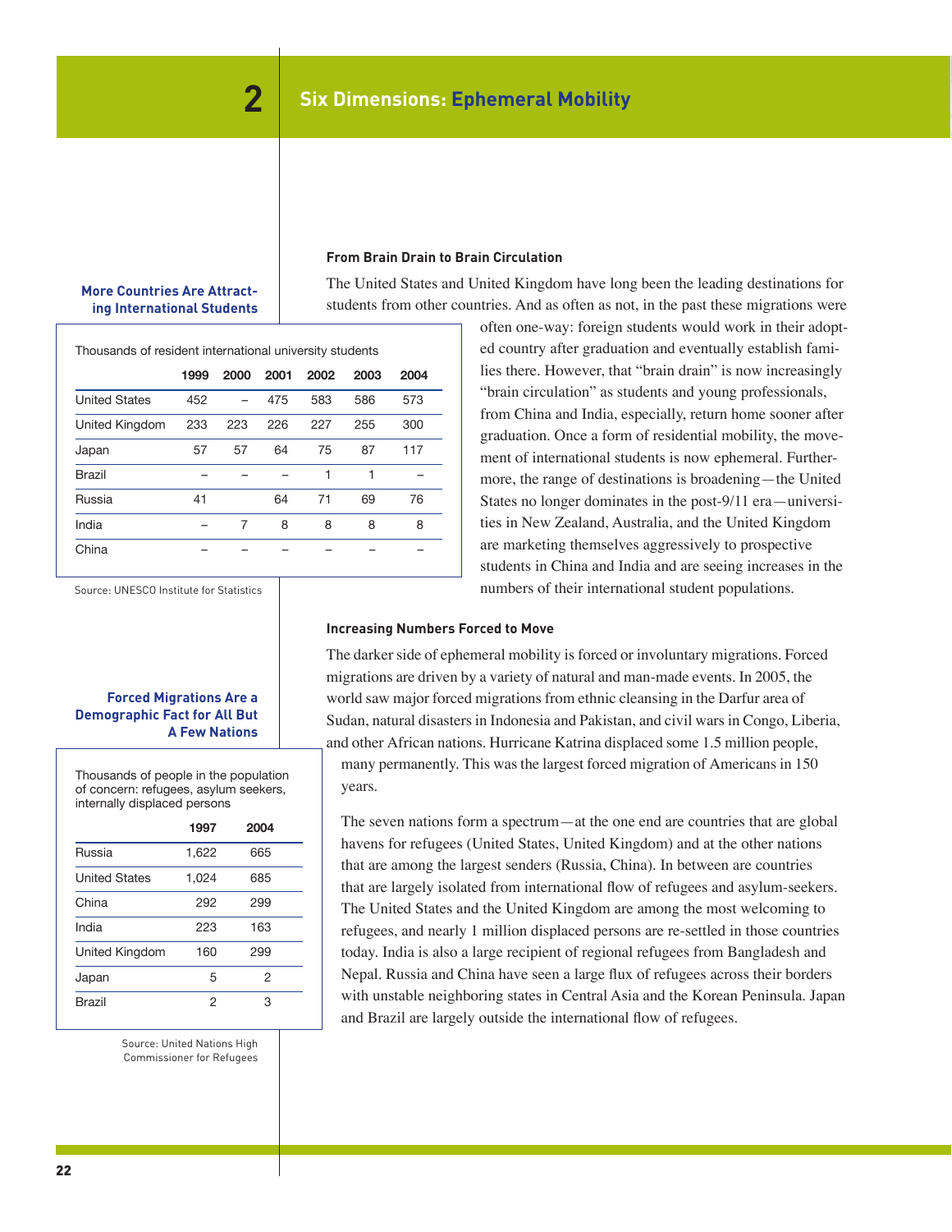## 2 Six Dimensions: Ephemeral Mobility

### More Countries Are Attracting International Students

Thousands of resident international university students

| | 1999 | 2000 | 2001 | 2002 | 2003 | 2004 |
|---|---|---|---|---|---|---|
| United States | 452 | – | 475 | 583 | 586 | 573 |
| United Kingdom | 233 | 223 | 226 | 227 | 255 | 300 |
| Japan | 57 | 57 | 64 | 75 | 87 | 117 |
| Brazil | – | – | – | 1 | 1 | – |
| Russia | 41 | | 64 | 71 | 69 | 76 |
| India | – | 7 | 8 | 8 | 8 | 8 |
| China | – | – | – | – | – | – |

Source: UNESCO Institute for Statistics

### From Brain Drain to Brain Circulation

The United States and United Kingdom have long been the leading destinations for students from other countries. And as often as not, in the past these migrations were often one-way: foreign students would work in their adopted country after graduation and eventually establish families there. However, that "brain drain" is now increasingly "brain circulation" as students and young professionals, from China and India, especially, return home sooner after graduation. Once a form of residential mobility, the movement of international students is now ephemeral. Furthermore, the range of destinations is broadening—the United States no longer dominates in the post-9/11 era—universities in New Zealand, Australia, and the United Kingdom are marketing themselves aggressively to prospective students in China and India and are seeing increases in the numbers of their international student populations.

### Forced Migrations Are a Demographic Fact for All But A Few Nations

Thousands of people in the population of concern: refugees, asylum seekers, internally displaced persons

| | 1997 | 2004 |
|---|---|---|
| Russia | 1,622 | 665 |
| United States | 1,024 | 685 |
| China | 292 | 299 |
| India | 223 | 163 |
| United Kingdom | 160 | 299 |
| Japan | 5 | 2 |
| Brazil | 2 | 3 |

Source: United Nations High Commissioner for Refugees

### Increasing Numbers Forced to Move

The darker side of ephemeral mobility is forced or involuntary migrations. Forced migrations are driven by a variety of natural and man-made events. In 2005, the world saw major forced migrations from ethnic cleansing in the Darfur area of Sudan, natural disasters in Indonesia and Pakistan, and civil wars in Congo, Liberia, and other African nations. Hurricane Katrina displaced some 1.5 million people, many permanently. This was the largest forced migration of Americans in 150 years.

The seven nations form a spectrum—at the one end are countries that are global havens for refugees (United States, United Kingdom) and at the other nations that are among the largest senders (Russia, China). In between are countries that are largely isolated from international flow of refugees and asylum-seekers. The United States and the United Kingdom are among the most welcoming to refugees, and nearly 1 million displaced persons are re-settled in those countries today. India is also a large recipient of regional refugees from Bangladesh and Nepal. Russia and China have seen a large flux of refugees across their borders with unstable neighboring states in Central Asia and the Korean Peninsula. Japan and Brazil are largely outside the international flow of refugees.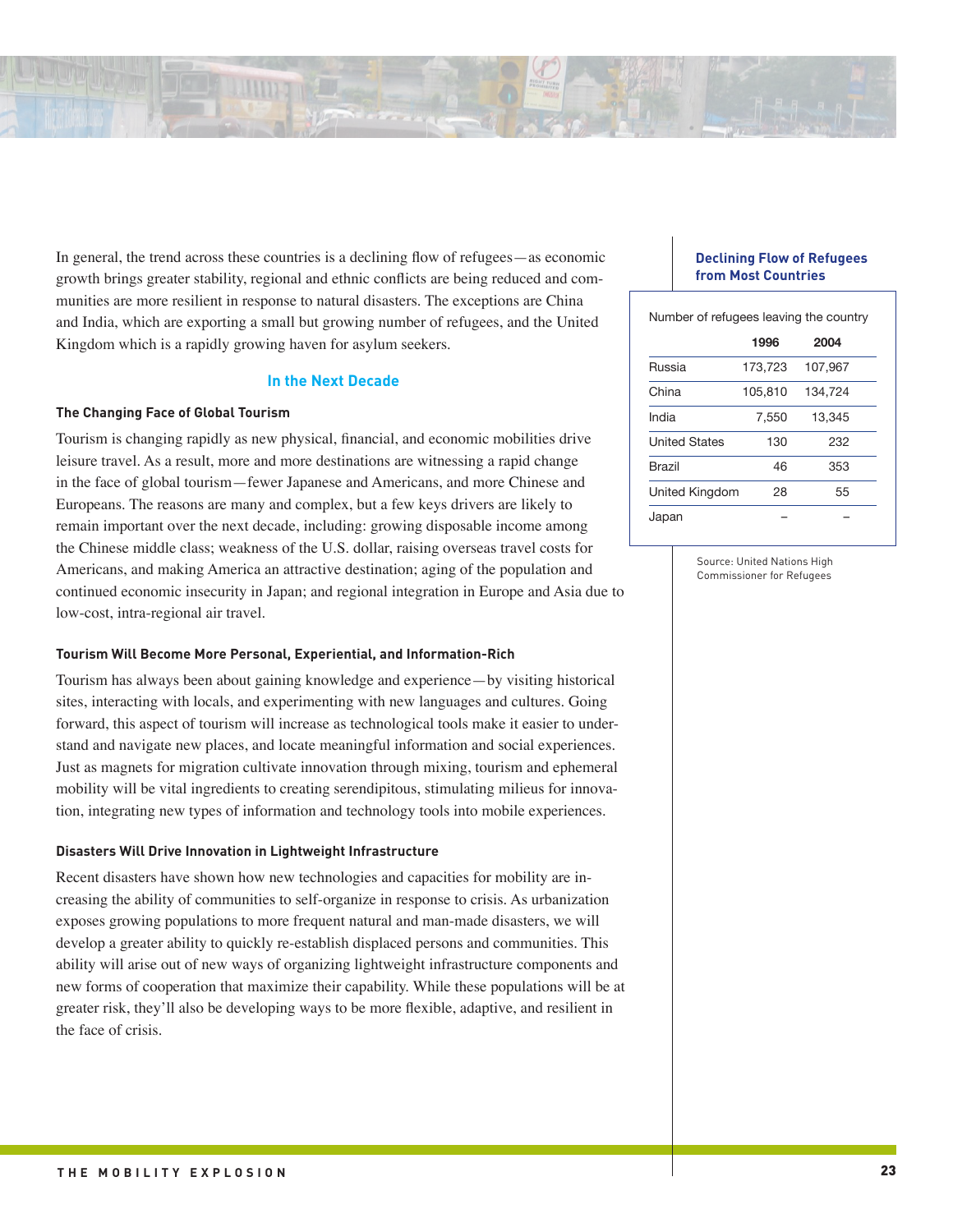In general, the trend across these countries is a declining flow of refugees—as economic growth brings greater stability, regional and ethnic conflicts are being reduced and communities are more resilient in response to natural disasters. The exceptions are China and India, which are exporting a small but growing number of refugees, and the United Kingdom which is a rapidly growing haven for asylum seekers.

### Declining Flow of Refugees from Most Countries

Number of refugees leaving the country

| | 1996 | 2004 |
|---|---|---|
| Russia | 173,723 | 107,967 |
| China | 105,810 | 134,724 |
| India | 7,550 | 13,345 |
| United States | 130 | 232 |
| Brazil | 46 | 353 |
| United Kingdom | 28 | 55 |
| Japan | – | – |

Source: United Nations High Commissioner for Refugees

## In the Next Decade

### The Changing Face of Global Tourism

Tourism is changing rapidly as new physical, financial, and economic mobilities drive leisure travel. As a result, more and more destinations are witnessing a rapid change in the face of global tourism—fewer Japanese and Americans, and more Chinese and Europeans. The reasons are many and complex, but a few keys drivers are likely to remain important over the next decade, including: growing disposable income among the Chinese middle class; weakness of the U.S. dollar, raising overseas travel costs for Americans, and making America an attractive destination; aging of the population and continued economic insecurity in Japan; and regional integration in Europe and Asia due to low-cost, intra-regional air travel.

### Tourism Will Become More Personal, Experiential, and Information-Rich

Tourism has always been about gaining knowledge and experience—by visiting historical sites, interacting with locals, and experimenting with new languages and cultures. Going forward, this aspect of tourism will increase as technological tools make it easier to understand and navigate new places, and locate meaningful information and social experiences. Just as magnets for migration cultivate innovation through mixing, tourism and ephemeral mobility will be vital ingredients to creating serendipitous, stimulating milieus for innovation, integrating new types of information and technology tools into mobile experiences.

### Disasters Will Drive Innovation in Lightweight Infrastructure

Recent disasters have shown how new technologies and capacities for mobility are increasing the ability of communities to self-organize in response to crisis. As urbanization exposes growing populations to more frequent natural and man-made disasters, we will develop a greater ability to quickly re-establish displaced persons and communities. This ability will arise out of new ways of organizing lightweight infrastructure components and new forms of cooperation that maximize their capability. While these populations will be at greater risk, they'll also be developing ways to be more flexible, adaptive, and resilient in the face of crisis.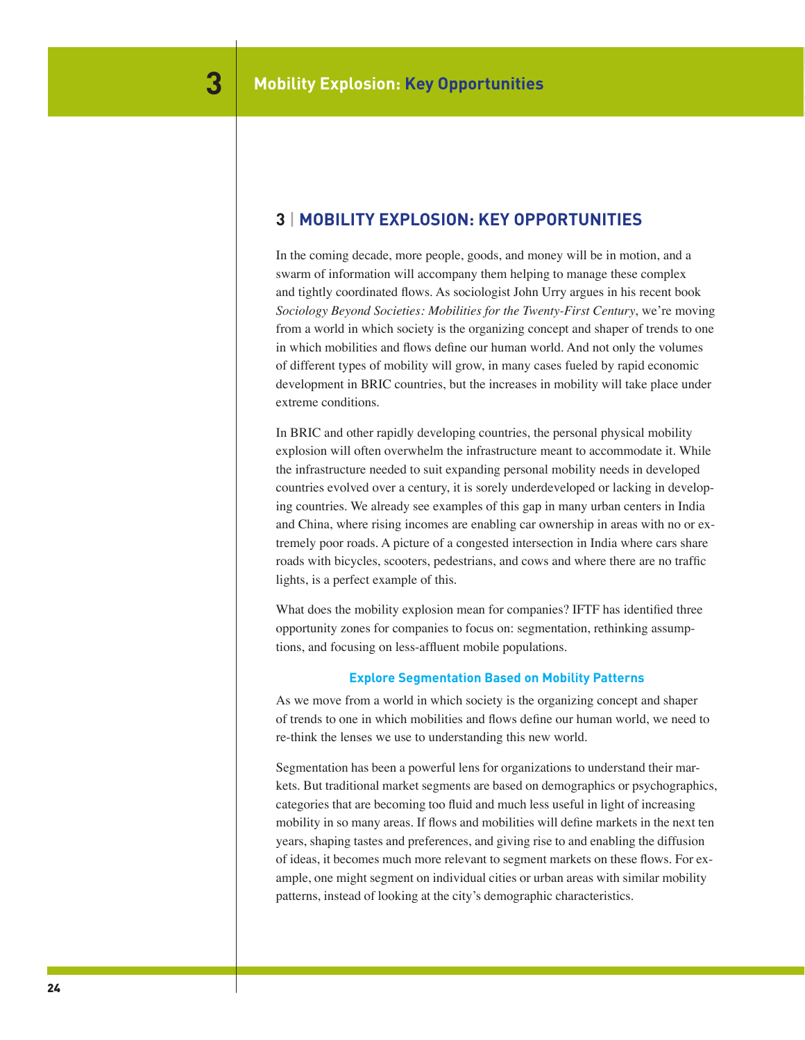## 3 | MOBILITY EXPLOSION: KEY OPPORTUNITIES

In the coming decade, more people, goods, and money will be in motion, and a swarm of information will accompany them helping to manage these complex and tightly coordinated flows. As sociologist John Urry argues in his recent book *Sociology Beyond Societies: Mobilities for the Twenty-First Century*, we're moving from a world in which society is the organizing concept and shaper of trends to one in which mobilities and flows define our human world. And not only the volumes of different types of mobility will grow, in many cases fueled by rapid economic development in BRIC countries, but the increases in mobility will take place under extreme conditions.

In BRIC and other rapidly developing countries, the personal physical mobility explosion will often overwhelm the infrastructure meant to accommodate it. While the infrastructure needed to suit expanding personal mobility needs in developed countries evolved over a century, it is sorely underdeveloped or lacking in developing countries. We already see examples of this gap in many urban centers in India and China, where rising incomes are enabling car ownership in areas with no or extremely poor roads. A picture of a congested intersection in India where cars share roads with bicycles, scooters, pedestrians, and cows and where there are no traffic lights, is a perfect example of this.

What does the mobility explosion mean for companies? IFTF has identified three opportunity zones for companies to focus on: segmentation, rethinking assumptions, and focusing on less-affluent mobile populations.

### Explore Segmentation Based on Mobility Patterns

As we move from a world in which society is the organizing concept and shaper of trends to one in which mobilities and flows define our human world, we need to re-think the lenses we use to understanding this new world.

Segmentation has been a powerful lens for organizations to understand their markets. But traditional market segments are based on demographics or psychographics, categories that are becoming too fluid and much less useful in light of increasing mobility in so many areas. If flows and mobilities will define markets in the next ten years, shaping tastes and preferences, and giving rise to and enabling the diffusion of ideas, it becomes much more relevant to segment markets on these flows. For example, one might segment on individual cities or urban areas with similar mobility patterns, instead of looking at the city's demographic characteristics.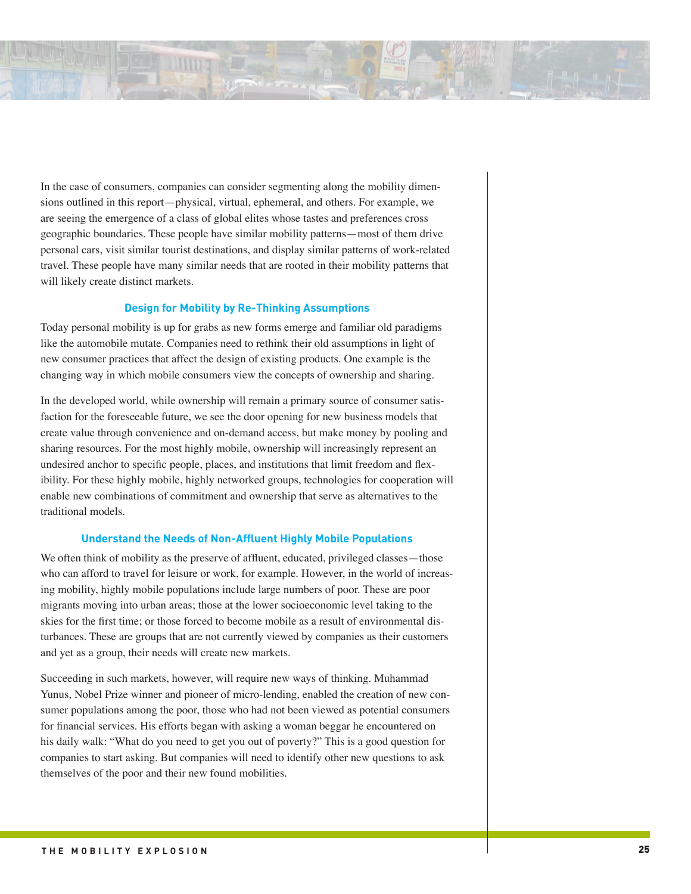In the case of consumers, companies can consider segmenting along the mobility dimensions outlined in this report—physical, virtual, ephemeral, and others. For example, we are seeing the emergence of a class of global elites whose tastes and preferences cross geographic boundaries. These people have similar mobility patterns—most of them drive personal cars, visit similar tourist destinations, and display similar patterns of work-related travel. These people have many similar needs that are rooted in their mobility patterns that will likely create distinct markets.

### Design for Mobility by Re-Thinking Assumptions

Today personal mobility is up for grabs as new forms emerge and familiar old paradigms like the automobile mutate. Companies need to rethink their old assumptions in light of new consumer practices that affect the design of existing products. One example is the changing way in which mobile consumers view the concepts of ownership and sharing.

In the developed world, while ownership will remain a primary source of consumer satisfaction for the foreseeable future, we see the door opening for new business models that create value through convenience and on-demand access, but make money by pooling and sharing resources. For the most highly mobile, ownership will increasingly represent an undesired anchor to specific people, places, and institutions that limit freedom and flexibility. For these highly mobile, highly networked groups, technologies for cooperation will enable new combinations of commitment and ownership that serve as alternatives to the traditional models.

### Understand the Needs of Non-Affluent Highly Mobile Populations

We often think of mobility as the preserve of affluent, educated, privileged classes—those who can afford to travel for leisure or work, for example. However, in the world of increasing mobility, highly mobile populations include large numbers of poor. These are poor migrants moving into urban areas; those at the lower socioeconomic level taking to the skies for the first time; or those forced to become mobile as a result of environmental disturbances. These are groups that are not currently viewed by companies as their customers and yet as a group, their needs will create new markets.

Succeeding in such markets, however, will require new ways of thinking. Muhammad Yunus, Nobel Prize winner and pioneer of micro-lending, enabled the creation of new consumer populations among the poor, those who had not been viewed as potential consumers for financial services. His efforts began with asking a woman beggar he encountered on his daily walk: "What do you need to get you out of poverty?" This is a good question for companies to start asking. But companies will need to identify other new questions to ask themselves of the poor and their new found mobilities.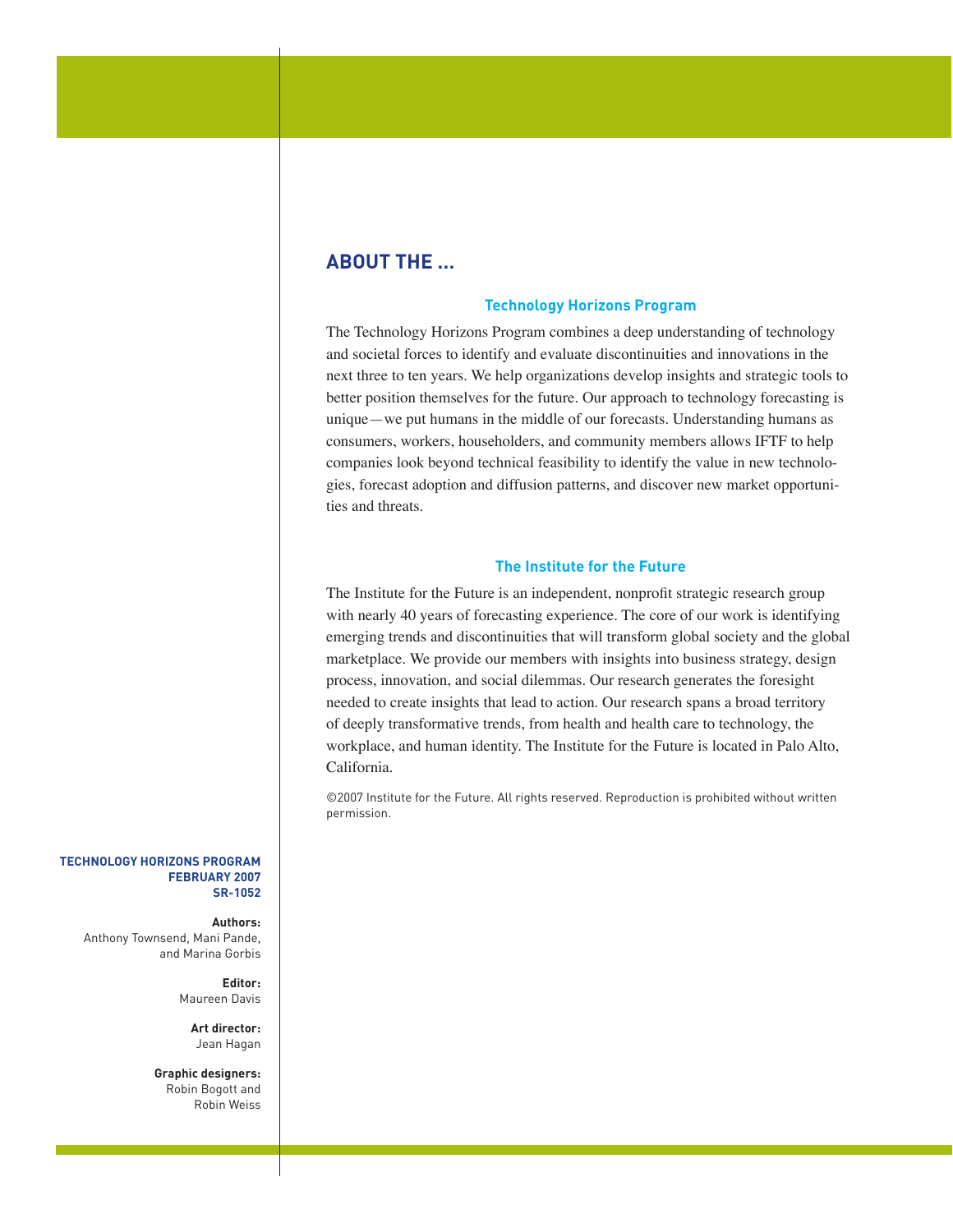## ABOUT THE ...

### Technology Horizons Program

The Technology Horizons Program combines a deep understanding of technology and societal forces to identify and evaluate discontinuities and innovations in the next three to ten years. We help organizations develop insights and strategic tools to better position themselves for the future. Our approach to technology forecasting is unique—we put humans in the middle of our forecasts. Understanding humans as consumers, workers, householders, and community members allows IFTF to help companies look beyond technical feasibility to identify the value in new technologies, forecast adoption and diffusion patterns, and discover new market opportunities and threats.

### The Institute for the Future

The Institute for the Future is an independent, nonprofit strategic research group with nearly 40 years of forecasting experience. The core of our work is identifying emerging trends and discontinuities that will transform global society and the global marketplace. We provide our members with insights into business strategy, design process, innovation, and social dilemmas. Our research generates the foresight needed to create insights that lead to action. Our research spans a broad territory of deeply transformative trends, from health and health care to technology, the workplace, and human identity. The Institute for the Future is located in Palo Alto, California.

©2007 Institute for the Future. All rights reserved. Reproduction is prohibited without written permission.

**TECHNOLOGY HORIZONS PROGRAM**
**FEBRUARY 2007**
**SR-1052**

**Authors:**
Anthony Townsend, Mani Pande, and Marina Gorbis

**Editor:**
Maureen Davis

**Art director:**
Jean Hagan

**Graphic designers:**
Robin Bogott and Robin Weiss